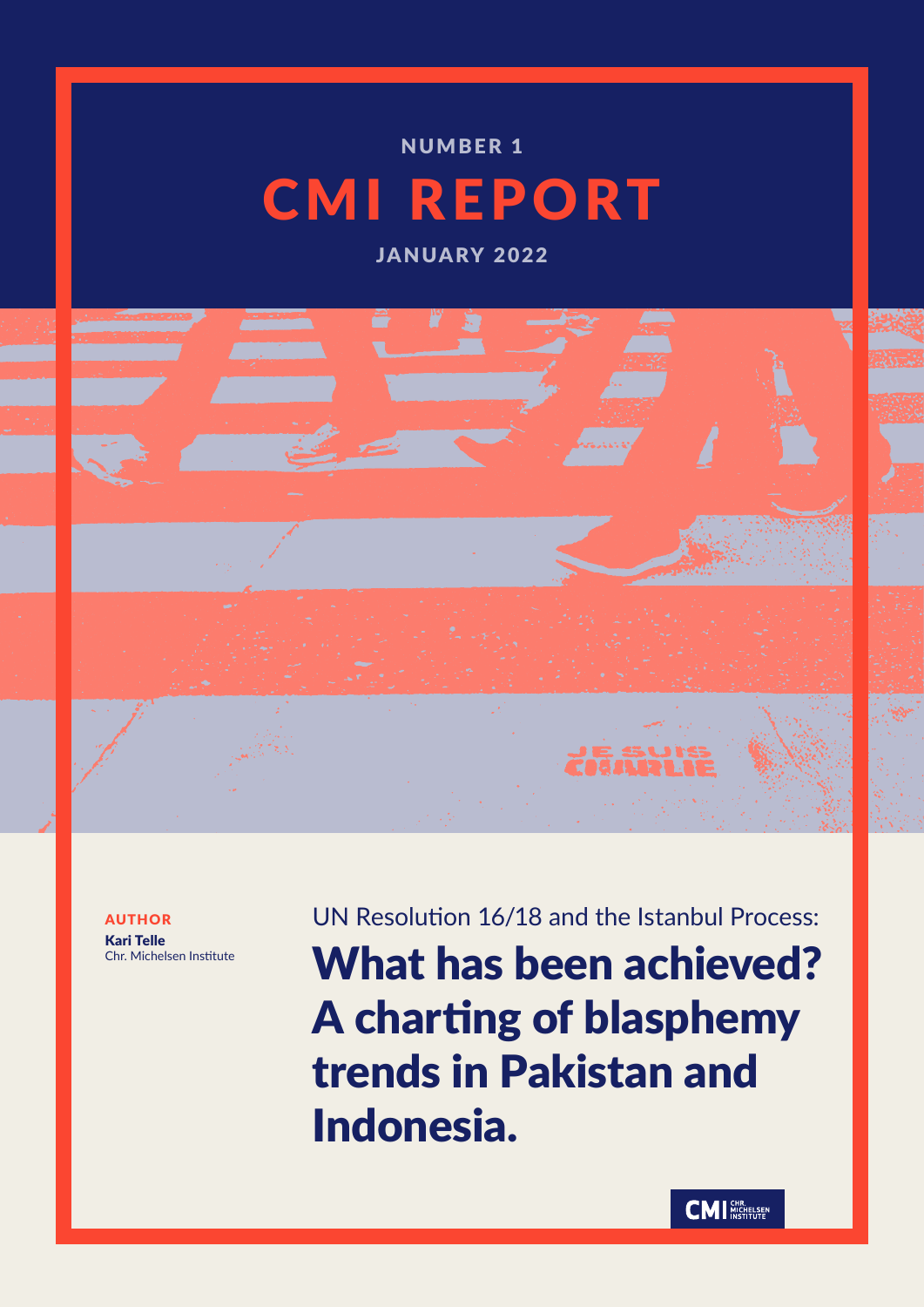NUMBER 1

# CMI REPORT

JANUARY 2022

**AUTHOR**
**Kari Telle**
Chr. Michelsen Institute

UN Resolution 16/18 and the Istanbul Process:

## What has been achieved? A charting of blasphemy trends in Pakistan and Indonesia.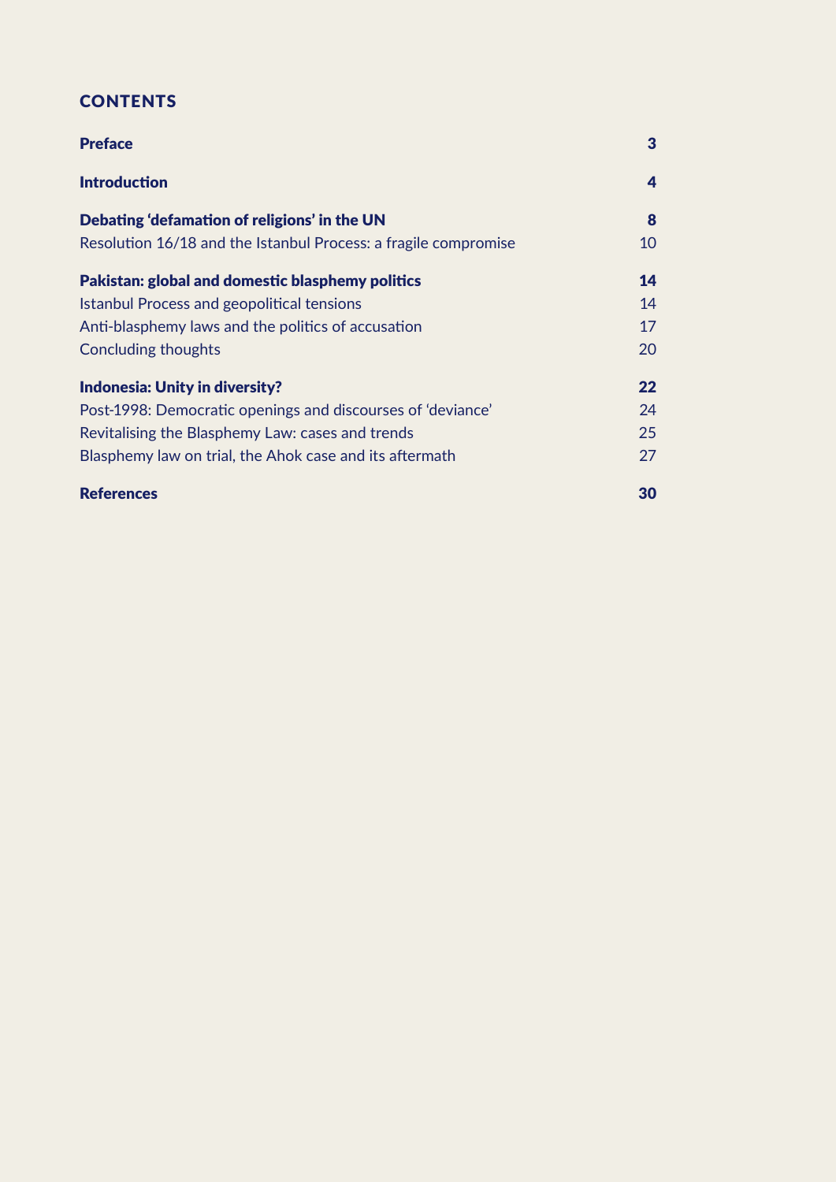## CONTENTS

| | |
|---|---|
| **Preface** | **3** |
| **Introduction** | **4** |
| **Debating 'defamation of religions' in the UN** | **8** |
| Resolution 16/18 and the Istanbul Process: a fragile compromise | 10 |
| **Pakistan: global and domestic blasphemy politics** | **14** |
| Istanbul Process and geopolitical tensions | 14 |
| Anti-blasphemy laws and the politics of accusation | 17 |
| Concluding thoughts | 20 |
| **Indonesia: Unity in diversity?** | **22** |
| Post-1998: Democratic openings and discourses of 'deviance' | 24 |
| Revitalising the Blasphemy Law: cases and trends | 25 |
| Blasphemy law on trial, the Ahok case and its aftermath | 27 |
| **References** | **30** |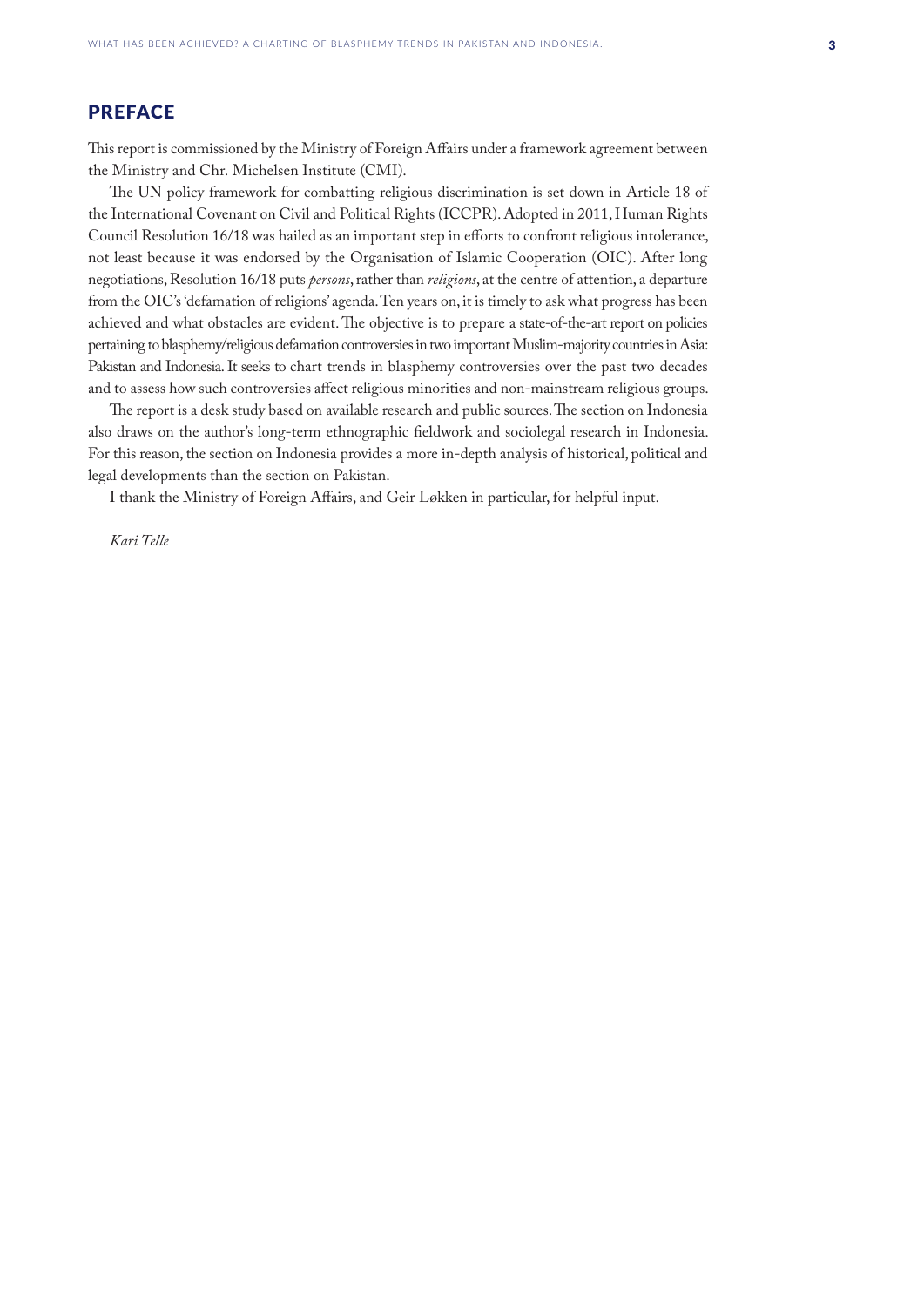## PREFACE

This report is commissioned by the Ministry of Foreign Affairs under a framework agreement between the Ministry and Chr. Michelsen Institute (CMI).

The UN policy framework for combatting religious discrimination is set down in Article 18 of the International Covenant on Civil and Political Rights (ICCPR). Adopted in 2011, Human Rights Council Resolution 16/18 was hailed as an important step in efforts to confront religious intolerance, not least because it was endorsed by the Organisation of Islamic Cooperation (OIC). After long negotiations, Resolution 16/18 puts *persons*, rather than *religions*, at the centre of attention, a departure from the OIC's 'defamation of religions' agenda. Ten years on, it is timely to ask what progress has been achieved and what obstacles are evident. The objective is to prepare a state-of-the-art report on policies pertaining to blasphemy/religious defamation controversies in two important Muslim-majority countries in Asia: Pakistan and Indonesia. It seeks to chart trends in blasphemy controversies over the past two decades and to assess how such controversies affect religious minorities and non-mainstream religious groups.

The report is a desk study based on available research and public sources. The section on Indonesia also draws on the author's long-term ethnographic fieldwork and sociolegal research in Indonesia. For this reason, the section on Indonesia provides a more in-depth analysis of historical, political and legal developments than the section on Pakistan.

I thank the Ministry of Foreign Affairs, and Geir Løkken in particular, for helpful input.

*Kari Telle*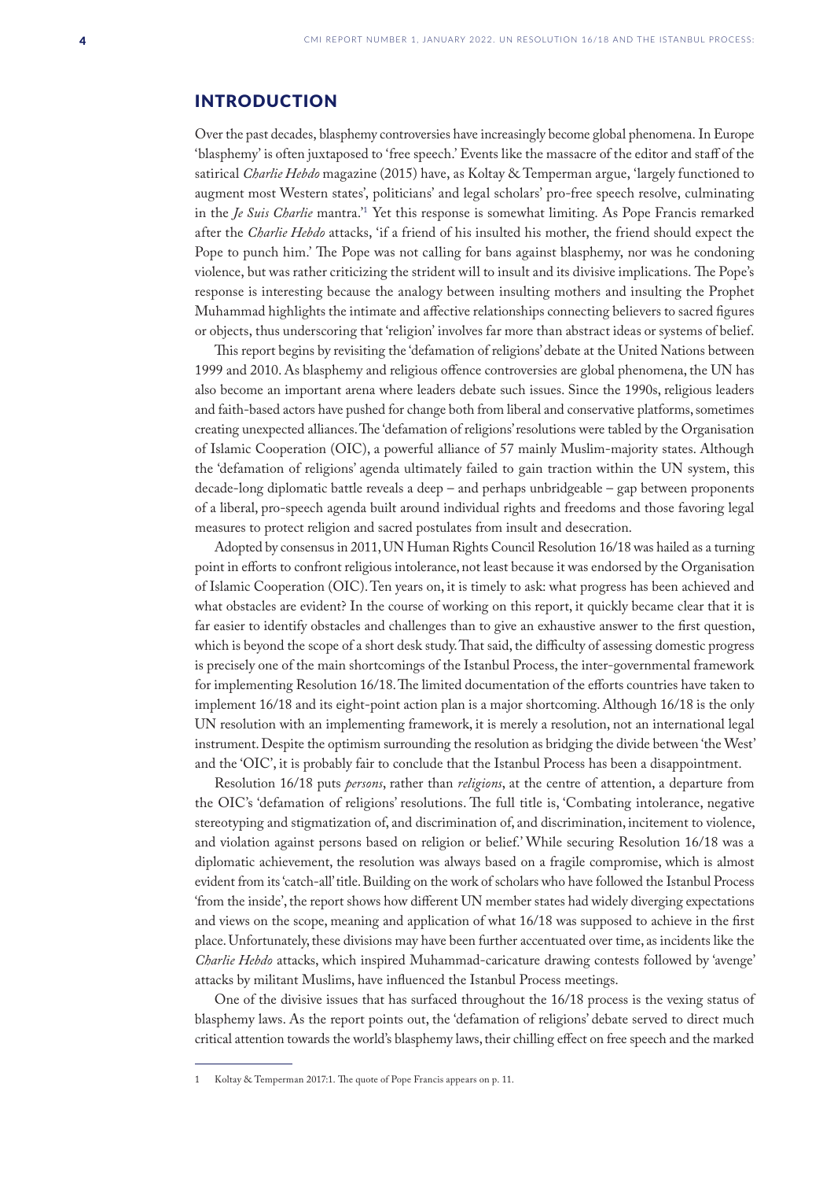## INTRODUCTION

Over the past decades, blasphemy controversies have increasingly become global phenomena. In Europe 'blasphemy' is often juxtaposed to 'free speech.' Events like the massacre of the editor and staff of the satirical *Charlie Hebdo* magazine (2015) have, as Koltay & Temperman argue, 'largely functioned to augment most Western states', politicians' and legal scholars' pro-free speech resolve, culminating in the *Je Suis Charlie* mantra.'[1] Yet this response is somewhat limiting. As Pope Francis remarked after the *Charlie Hebdo* attacks, 'if a friend of his insulted his mother, the friend should expect the Pope to punch him.' The Pope was not calling for bans against blasphemy, nor was he condoning violence, but was rather criticizing the strident will to insult and its divisive implications. The Pope's response is interesting because the analogy between insulting mothers and insulting the Prophet Muhammad highlights the intimate and affective relationships connecting believers to sacred figures or objects, thus underscoring that 'religion' involves far more than abstract ideas or systems of belief.

This report begins by revisiting the 'defamation of religions' debate at the United Nations between 1999 and 2010. As blasphemy and religious offence controversies are global phenomena, the UN has also become an important arena where leaders debate such issues. Since the 1990s, religious leaders and faith-based actors have pushed for change both from liberal and conservative platforms, sometimes creating unexpected alliances. The 'defamation of religions' resolutions were tabled by the Organisation of Islamic Cooperation (OIC), a powerful alliance of 57 mainly Muslim-majority states. Although the 'defamation of religions' agenda ultimately failed to gain traction within the UN system, this decade-long diplomatic battle reveals a deep – and perhaps unbridgeable – gap between proponents of a liberal, pro-speech agenda built around individual rights and freedoms and those favoring legal measures to protect religion and sacred postulates from insult and desecration.

Adopted by consensus in 2011, UN Human Rights Council Resolution 16/18 was hailed as a turning point in efforts to confront religious intolerance, not least because it was endorsed by the Organisation of Islamic Cooperation (OIC). Ten years on, it is timely to ask: what progress has been achieved and what obstacles are evident? In the course of working on this report, it quickly became clear that it is far easier to identify obstacles and challenges than to give an exhaustive answer to the first question, which is beyond the scope of a short desk study. That said, the difficulty of assessing domestic progress is precisely one of the main shortcomings of the Istanbul Process, the inter-governmental framework for implementing Resolution 16/18. The limited documentation of the efforts countries have taken to implement 16/18 and its eight-point action plan is a major shortcoming. Although 16/18 is the only UN resolution with an implementing framework, it is merely a resolution, not an international legal instrument. Despite the optimism surrounding the resolution as bridging the divide between 'the West' and the 'OIC', it is probably fair to conclude that the Istanbul Process has been a disappointment.

Resolution 16/18 puts *persons*, rather than *religions*, at the centre of attention, a departure from the OIC's 'defamation of religions' resolutions. The full title is, 'Combating intolerance, negative stereotyping and stigmatization of, and discrimination of, and discrimination, incitement to violence, and violation against persons based on religion or belief.' While securing Resolution 16/18 was a diplomatic achievement, the resolution was always based on a fragile compromise, which is almost evident from its 'catch-all' title. Building on the work of scholars who have followed the Istanbul Process 'from the inside', the report shows how different UN member states had widely diverging expectations and views on the scope, meaning and application of what 16/18 was supposed to achieve in the first place. Unfortunately, these divisions may have been further accentuated over time, as incidents like the *Charlie Hebdo* attacks, which inspired Muhammad-caricature drawing contests followed by 'avenge' attacks by militant Muslims, have influenced the Istanbul Process meetings.

One of the divisive issues that has surfaced throughout the 16/18 process is the vexing status of blasphemy laws. As the report points out, the 'defamation of religions' debate served to direct much critical attention towards the world's blasphemy laws, their chilling effect on free speech and the marked

---

1 Koltay & Temperman 2017:1. The quote of Pope Francis appears on p. 11.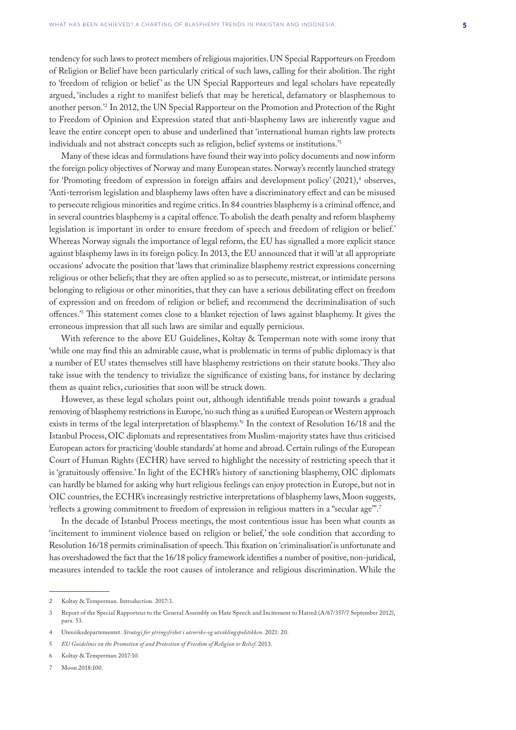tendency for such laws to protect members of religious majorities. UN Special Rapporteurs on Freedom of Religion or Belief have been particularly critical of such laws, calling for their abolition. The right to 'freedom of religion or belief' as the UN Special Rapporteurs and legal scholars have repeatedly argued, 'includes a right to manifest beliefs that may be heretical, defamatory or blasphemous to another person.'[2] In 2012, the UN Special Rapporteur on the Promotion and Protection of the Right to Freedom of Opinion and Expression stated that anti-blasphemy laws are inherently vague and leave the entire concept open to abuse and underlined that 'international human rights law protects individuals and not abstract concepts such as religion, belief systems or institutions.'[3]

Many of these ideas and formulations have found their way into policy documents and now inform the foreign policy objectives of Norway and many European states. Norway's recently launched strategy for 'Promoting freedom of expression in foreign affairs and development policy' (2021),[4] observes, 'Anti-terrorism legislation and blasphemy laws often have a discriminatory effect and can be misused to persecute religious minorities and regime critics. In 84 countries blasphemy is a criminal offence, and in several countries blasphemy is a capital offence. To abolish the death penalty and reform blasphemy legislation is important in order to ensure freedom of speech and freedom of religion or belief.' Whereas Norway signals the importance of legal reform, the EU has signalled a more explicit stance against blasphemy laws in its foreign policy. In 2013, the EU announced that it will 'at all appropriate occasions' advocate the position that 'laws that criminalize blasphemy restrict expressions concerning religious or other beliefs; that they are often applied so as to persecute, mistreat, or intimidate persons belonging to religious or other minorities, that they can have a serious debilitating effect on freedom of expression and on freedom of religion or belief; and recommend the decriminalisation of such offences.'[5] This statement comes close to a blanket rejection of laws against blasphemy. It gives the erroneous impression that all such laws are similar and equally pernicious.

With reference to the above EU Guidelines, Koltay & Temperman note with some irony that 'while one may find this an admirable cause, what is problematic in terms of public diplomacy is that a number of EU states themselves still have blasphemy restrictions on their statute books.' They also take issue with the tendency to trivialize the significance of existing bans, for instance by declaring them as quaint relics, curiosities that soon will be struck down.

However, as these legal scholars point out, although identifiable trends point towards a gradual removing of blasphemy restrictions in Europe, 'no such thing as a unified European or Western approach exists in terms of the legal interpretation of blasphemy.'[6] In the context of Resolution 16/18 and the Istanbul Process, OIC diplomats and representatives from Muslim-majority states have thus criticised European actors for practicing 'double standards' at home and abroad. Certain rulings of the European Court of Human Rights (ECHR) have served to highlight the necessity of restricting speech that it is 'gratuitously offensive.' In light of the ECHR's history of sanctioning blasphemy, OIC diplomats can hardly be blamed for asking why hurt religious feelings can enjoy protection in Europe, but not in OIC countries, the ECHR's increasingly restrictive interpretations of blasphemy laws, Moon suggests, 'reflects a growing commitment to freedom of expression in religious matters in a "secular age"'.[7]

In the decade of Istanbul Process meetings, the most contentious issue has been what counts as 'incitement to imminent violence based on religion or belief,' the sole condition that according to Resolution 16/18 permits criminalisation of speech. This fixation on 'criminalisation' is unfortunate and has overshadowed the fact that the 16/18 policy framework identifies a number of positive, non-juridical, measures intended to tackle the root causes of intolerance and religious discrimination. While the

---

2 Koltay & Temperman. Introduction. 2017:3.

3 Report of the Special Rapporteur to the General Assembly on Hate Speech and Incitement to Hatred (A/67/357/7 September 2012), para. 53.

4 Utenriksdepartementet. *Strategi for ytringsfrihet i utenriks-og utviklingspolitikken*. 2021: 20.

5 *EU Guidelines on the Promotion of and Protection of Freedom of Religion or Belief.* 2013.

6 Koltay & Temperman 2017:10.

7 Moon 2018:100.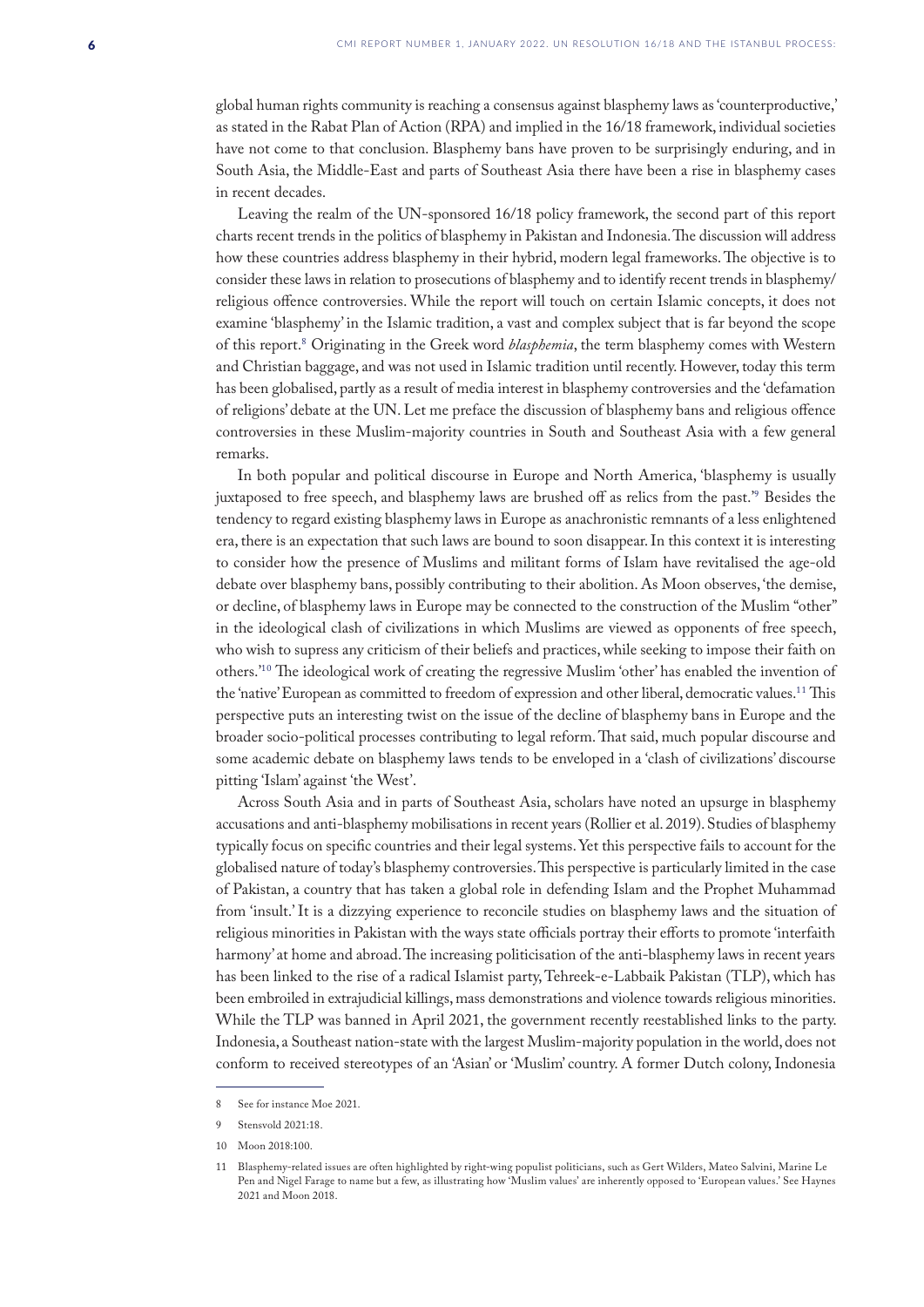global human rights community is reaching a consensus against blasphemy laws as 'counterproductive,' as stated in the Rabat Plan of Action (RPA) and implied in the 16/18 framework, individual societies have not come to that conclusion. Blasphemy bans have proven to be surprisingly enduring, and in South Asia, the Middle-East and parts of Southeast Asia there have been a rise in blasphemy cases in recent decades.

Leaving the realm of the UN-sponsored 16/18 policy framework, the second part of this report charts recent trends in the politics of blasphemy in Pakistan and Indonesia. The discussion will address how these countries address blasphemy in their hybrid, modern legal frameworks. The objective is to consider these laws in relation to prosecutions of blasphemy and to identify recent trends in blasphemy/religious offence controversies. While the report will touch on certain Islamic concepts, it does not examine 'blasphemy' in the Islamic tradition, a vast and complex subject that is far beyond the scope of this report.[8] Originating in the Greek word *blasphemia*, the term blasphemy comes with Western and Christian baggage, and was not used in Islamic tradition until recently. However, today this term has been globalised, partly as a result of media interest in blasphemy controversies and the 'defamation of religions' debate at the UN. Let me preface the discussion of blasphemy bans and religious offence controversies in these Muslim-majority countries in South and Southeast Asia with a few general remarks.

In both popular and political discourse in Europe and North America, 'blasphemy is usually juxtaposed to free speech, and blasphemy laws are brushed off as relics from the past.'[9] Besides the tendency to regard existing blasphemy laws in Europe as anachronistic remnants of a less enlightened era, there is an expectation that such laws are bound to soon disappear. In this context it is interesting to consider how the presence of Muslims and militant forms of Islam have revitalised the age-old debate over blasphemy bans, possibly contributing to their abolition. As Moon observes, 'the demise, or decline, of blasphemy laws in Europe may be connected to the construction of the Muslim "other" in the ideological clash of civilizations in which Muslims are viewed as opponents of free speech, who wish to supress any criticism of their beliefs and practices, while seeking to impose their faith on others.'[10] The ideological work of creating the regressive Muslim 'other' has enabled the invention of the 'native' European as committed to freedom of expression and other liberal, democratic values.[11] This perspective puts an interesting twist on the issue of the decline of blasphemy bans in Europe and the broader socio-political processes contributing to legal reform. That said, much popular discourse and some academic debate on blasphemy laws tends to be enveloped in a 'clash of civilizations' discourse pitting 'Islam' against 'the West'.

Across South Asia and in parts of Southeast Asia, scholars have noted an upsurge in blasphemy accusations and anti-blasphemy mobilisations in recent years (Rollier et al. 2019). Studies of blasphemy typically focus on specific countries and their legal systems. Yet this perspective fails to account for the globalised nature of today's blasphemy controversies. This perspective is particularly limited in the case of Pakistan, a country that has taken a global role in defending Islam and the Prophet Muhammad from 'insult.' It is a dizzying experience to reconcile studies on blasphemy laws and the situation of religious minorities in Pakistan with the ways state officials portray their efforts to promote 'interfaith harmony' at home and abroad. The increasing politicisation of the anti-blasphemy laws in recent years has been linked to the rise of a radical Islamist party, Tehreek-e-Labbaik Pakistan (TLP), which has been embroiled in extrajudicial killings, mass demonstrations and violence towards religious minorities. While the TLP was banned in April 2021, the government recently reestablished links to the party. Indonesia, a Southeast nation-state with the largest Muslim-majority population in the world, does not conform to received stereotypes of an 'Asian' or 'Muslim' country. A former Dutch colony, Indonesia

---

8 See for instance Moe 2021.

9 Stensvold 2021:18.

10 Moon 2018:100.

11 Blasphemy-related issues are often highlighted by right-wing populist politicians, such as Gert Wilders, Mateo Salvini, Marine Le Pen and Nigel Farage to name but a few, as illustrating how 'Muslim values' are inherently opposed to 'European values.' See Haynes 2021 and Moon 2018.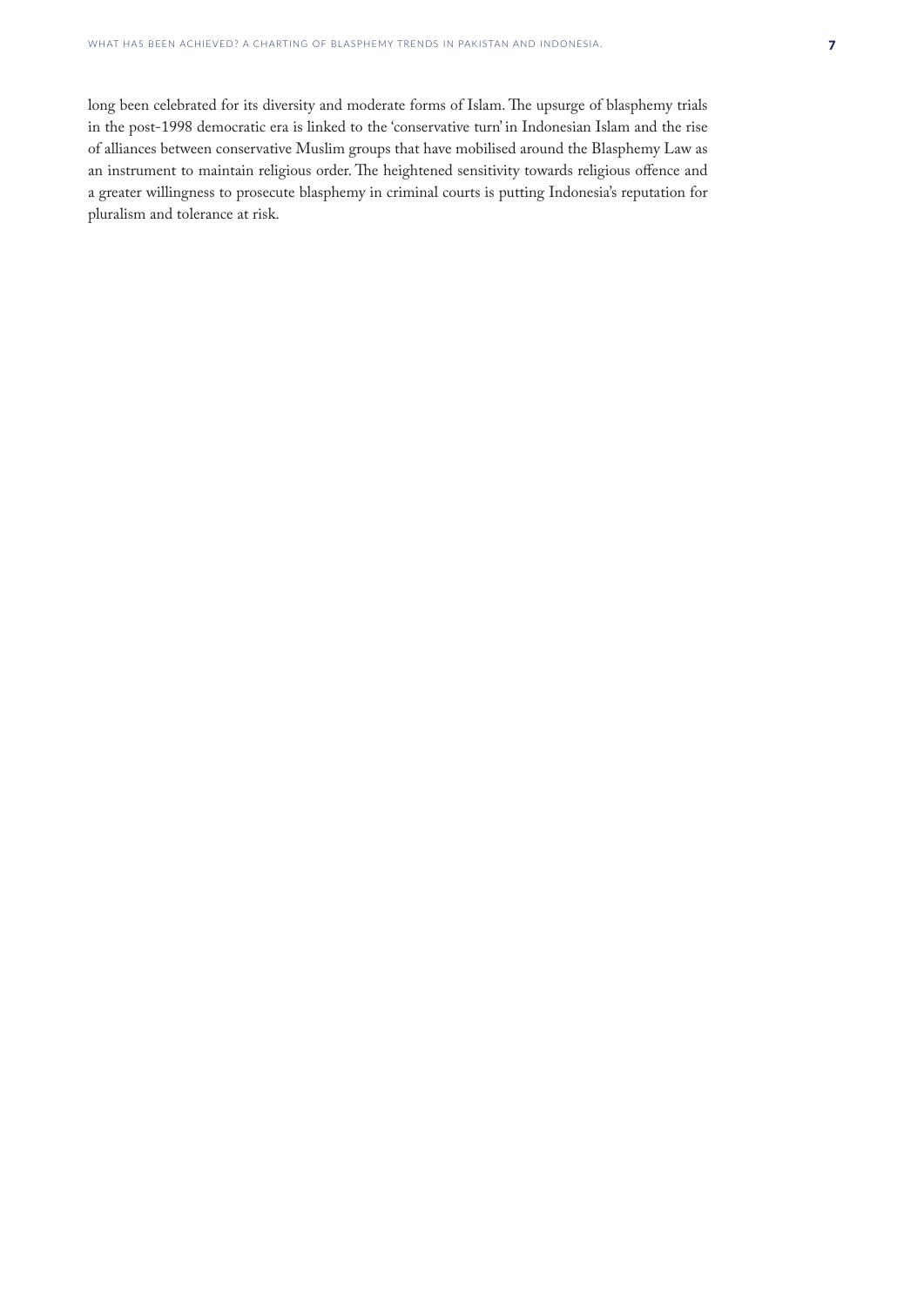long been celebrated for its diversity and moderate forms of Islam. The upsurge of blasphemy trials in the post-1998 democratic era is linked to the 'conservative turn' in Indonesian Islam and the rise of alliances between conservative Muslim groups that have mobilised around the Blasphemy Law as an instrument to maintain religious order. The heightened sensitivity towards religious offence and a greater willingness to prosecute blasphemy in criminal courts is putting Indonesia's reputation for pluralism and tolerance at risk.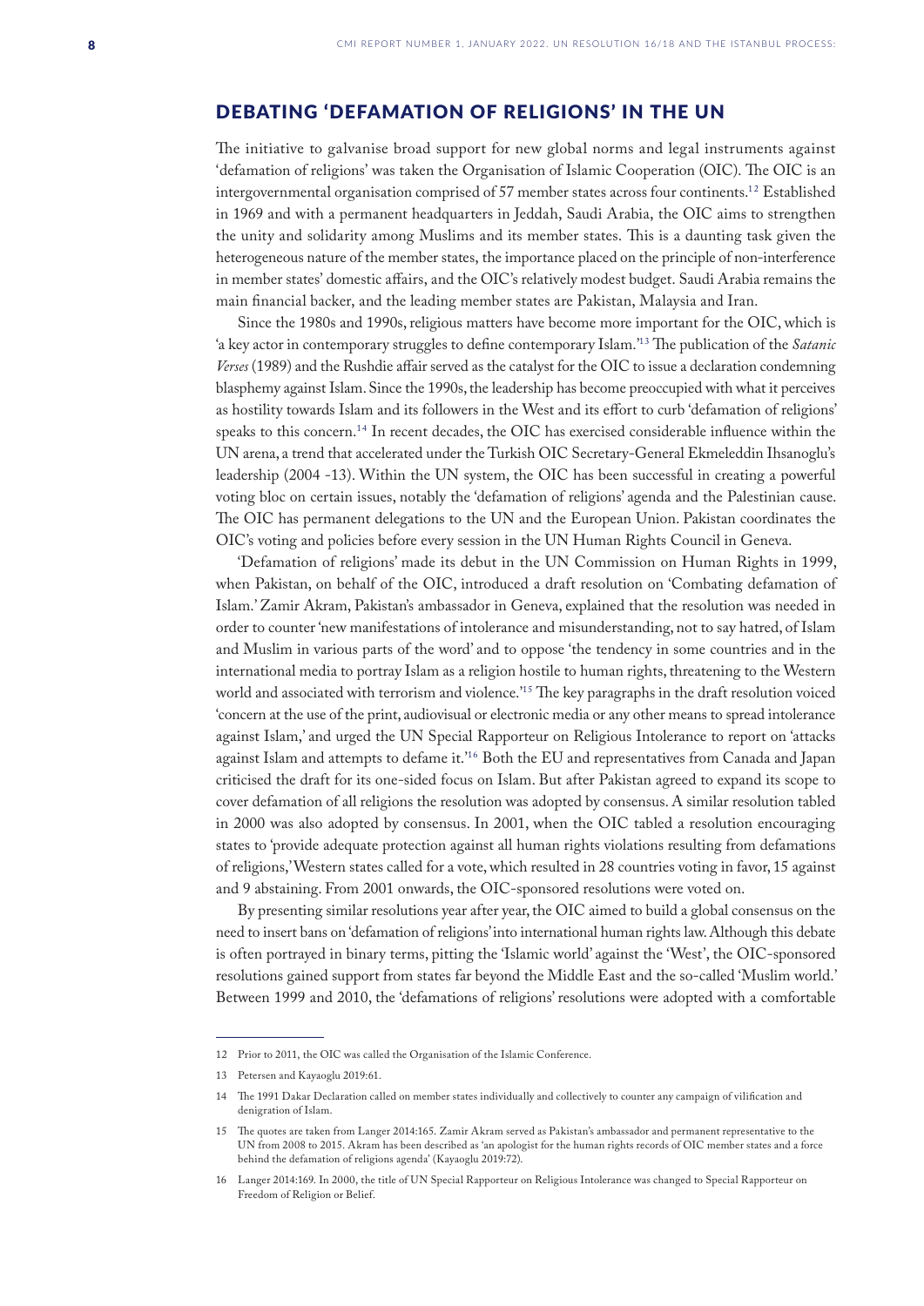## DEBATING 'DEFAMATION OF RELIGIONS' IN THE UN

The initiative to galvanise broad support for new global norms and legal instruments against 'defamation of religions' was taken the Organisation of Islamic Cooperation (OIC). The OIC is an intergovernmental organisation comprised of 57 member states across four continents.[12] Established in 1969 and with a permanent headquarters in Jeddah, Saudi Arabia, the OIC aims to strengthen the unity and solidarity among Muslims and its member states. This is a daunting task given the heterogeneous nature of the member states, the importance placed on the principle of non-interference in member states' domestic affairs, and the OIC's relatively modest budget. Saudi Arabia remains the main financial backer, and the leading member states are Pakistan, Malaysia and Iran.

Since the 1980s and 1990s, religious matters have become more important for the OIC, which is 'a key actor in contemporary struggles to define contemporary Islam.'[13] The publication of the *Satanic Verses* (1989) and the Rushdie affair served as the catalyst for the OIC to issue a declaration condemning blasphemy against Islam. Since the 1990s, the leadership has become preoccupied with what it perceives as hostility towards Islam and its followers in the West and its effort to curb 'defamation of religions' speaks to this concern.[14] In recent decades, the OIC has exercised considerable influence within the UN arena, a trend that accelerated under the Turkish OIC Secretary-General Ekmeleddin Ihsanoglu's leadership (2004 -13). Within the UN system, the OIC has been successful in creating a powerful voting bloc on certain issues, notably the 'defamation of religions' agenda and the Palestinian cause. The OIC has permanent delegations to the UN and the European Union. Pakistan coordinates the OIC's voting and policies before every session in the UN Human Rights Council in Geneva.

'Defamation of religions' made its debut in the UN Commission on Human Rights in 1999, when Pakistan, on behalf of the OIC, introduced a draft resolution on 'Combating defamation of Islam.' Zamir Akram, Pakistan's ambassador in Geneva, explained that the resolution was needed in order to counter 'new manifestations of intolerance and misunderstanding, not to say hatred, of Islam and Muslim in various parts of the word' and to oppose 'the tendency in some countries and in the international media to portray Islam as a religion hostile to human rights, threatening to the Western world and associated with terrorism and violence.'[15] The key paragraphs in the draft resolution voiced 'concern at the use of the print, audiovisual or electronic media or any other means to spread intolerance against Islam,' and urged the UN Special Rapporteur on Religious Intolerance to report on 'attacks against Islam and attempts to defame it.'[16] Both the EU and representatives from Canada and Japan criticised the draft for its one-sided focus on Islam. But after Pakistan agreed to expand its scope to cover defamation of all religions the resolution was adopted by consensus. A similar resolution tabled in 2000 was also adopted by consensus. In 2001, when the OIC tabled a resolution encouraging states to 'provide adequate protection against all human rights violations resulting from defamations of religions,' Western states called for a vote, which resulted in 28 countries voting in favor, 15 against and 9 abstaining. From 2001 onwards, the OIC-sponsored resolutions were voted on.

By presenting similar resolutions year after year, the OIC aimed to build a global consensus on the need to insert bans on 'defamation of religions' into international human rights law. Although this debate is often portrayed in binary terms, pitting the 'Islamic world' against the 'West', the OIC-sponsored resolutions gained support from states far beyond the Middle East and the so-called 'Muslim world.' Between 1999 and 2010, the 'defamations of religions' resolutions were adopted with a comfortable

---

12 Prior to 2011, the OIC was called the Organisation of the Islamic Conference.

13 Petersen and Kayaoglu 2019:61.

14 The 1991 Dakar Declaration called on member states individually and collectively to counter any campaign of vilification and denigration of Islam.

15 The quotes are taken from Langer 2014:165. Zamir Akram served as Pakistan's ambassador and permanent representative to the UN from 2008 to 2015. Akram has been described as 'an apologist for the human rights records of OIC member states and a force behind the defamation of religions agenda' (Kayaoglu 2019:72).

16 Langer 2014:169. In 2000, the title of UN Special Rapporteur on Religious Intolerance was changed to Special Rapporteur on Freedom of Religion or Belief.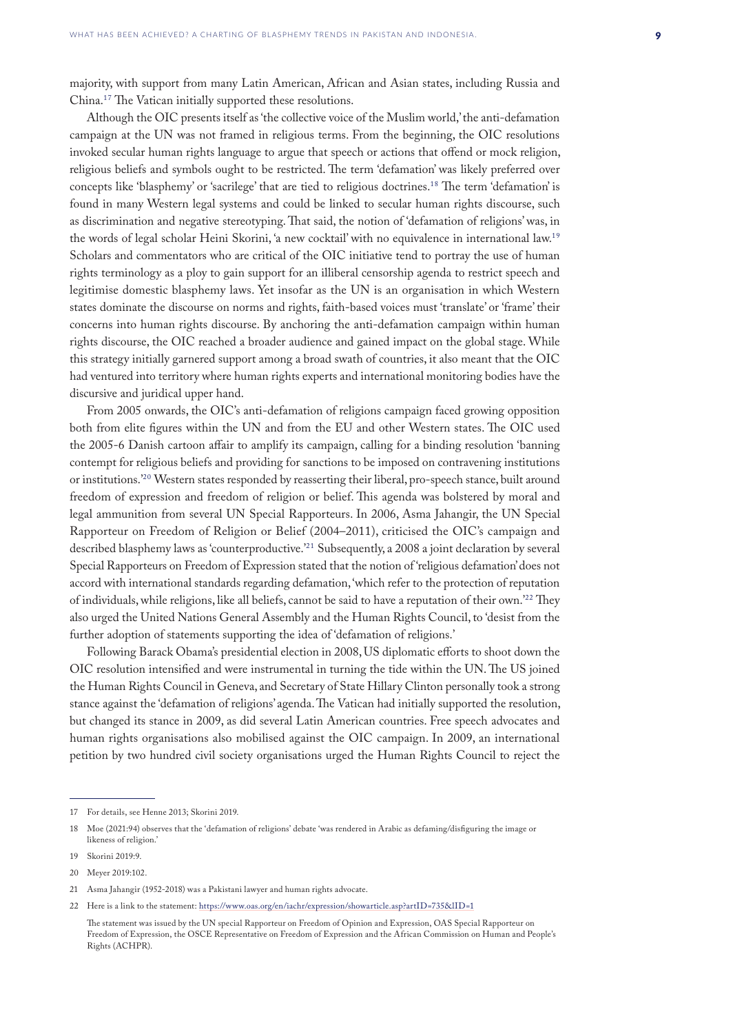majority, with support from many Latin American, African and Asian states, including Russia and China.[17] The Vatican initially supported these resolutions.

Although the OIC presents itself as 'the collective voice of the Muslim world,' the anti-defamation campaign at the UN was not framed in religious terms. From the beginning, the OIC resolutions invoked secular human rights language to argue that speech or actions that offend or mock religion, religious beliefs and symbols ought to be restricted. The term 'defamation' was likely preferred over concepts like 'blasphemy' or 'sacrilege' that are tied to religious doctrines.[18] The term 'defamation' is found in many Western legal systems and could be linked to secular human rights discourse, such as discrimination and negative stereotyping. That said, the notion of 'defamation of religions' was, in the words of legal scholar Heini Skorini, 'a new cocktail' with no equivalence in international law.[19] Scholars and commentators who are critical of the OIC initiative tend to portray the use of human rights terminology as a ploy to gain support for an illiberal censorship agenda to restrict speech and legitimise domestic blasphemy laws. Yet insofar as the UN is an organisation in which Western states dominate the discourse on norms and rights, faith-based voices must 'translate' or 'frame' their concerns into human rights discourse. By anchoring the anti-defamation campaign within human rights discourse, the OIC reached a broader audience and gained impact on the global stage. While this strategy initially garnered support among a broad swath of countries, it also meant that the OIC had ventured into territory where human rights experts and international monitoring bodies have the discursive and juridical upper hand.

From 2005 onwards, the OIC's anti-defamation of religions campaign faced growing opposition both from elite figures within the UN and from the EU and other Western states. The OIC used the 2005-6 Danish cartoon affair to amplify its campaign, calling for a binding resolution 'banning contempt for religious beliefs and providing for sanctions to be imposed on contravening institutions or institutions.'[20] Western states responded by reasserting their liberal, pro-speech stance, built around freedom of expression and freedom of religion or belief. This agenda was bolstered by moral and legal ammunition from several UN Special Rapporteurs. In 2006, Asma Jahangir, the UN Special Rapporteur on Freedom of Religion or Belief (2004–2011), criticised the OIC's campaign and described blasphemy laws as 'counterproductive.'[21] Subsequently, a 2008 a joint declaration by several Special Rapporteurs on Freedom of Expression stated that the notion of 'religious defamation' does not accord with international standards regarding defamation, 'which refer to the protection of reputation of individuals, while religions, like all beliefs, cannot be said to have a reputation of their own.'[22] They also urged the United Nations General Assembly and the Human Rights Council, to 'desist from the further adoption of statements supporting the idea of 'defamation of religions.'

Following Barack Obama's presidential election in 2008, US diplomatic efforts to shoot down the OIC resolution intensified and were instrumental in turning the tide within the UN. The US joined the Human Rights Council in Geneva, and Secretary of State Hillary Clinton personally took a strong stance against the 'defamation of religions' agenda. The Vatican had initially supported the resolution, but changed its stance in 2009, as did several Latin American countries. Free speech advocates and human rights organisations also mobilised against the OIC campaign. In 2009, an international petition by two hundred civil society organisations urged the Human Rights Council to reject the

---

17 For details, see Henne 2013; Skorini 2019.

18 Moe (2021:94) observes that the 'defamation of religions' debate 'was rendered in Arabic as defaming/disfiguring the image or likeness of religion.'

19 Skorini 2019:9.

20 Meyer 2019:102.

21 Asma Jahangir (1952-2018) was a Pakistani lawyer and human rights advocate.

22 Here is a link to the statement: https://www.oas.org/en/iachr/expression/showarticle.asp?artID=735&lID=1

The statement was issued by the UN special Rapporteur on Freedom of Opinion and Expression, OAS Special Rapporteur on Freedom of Expression, the OSCE Representative on Freedom of Expression and the African Commission on Human and People's Rights (ACHPR).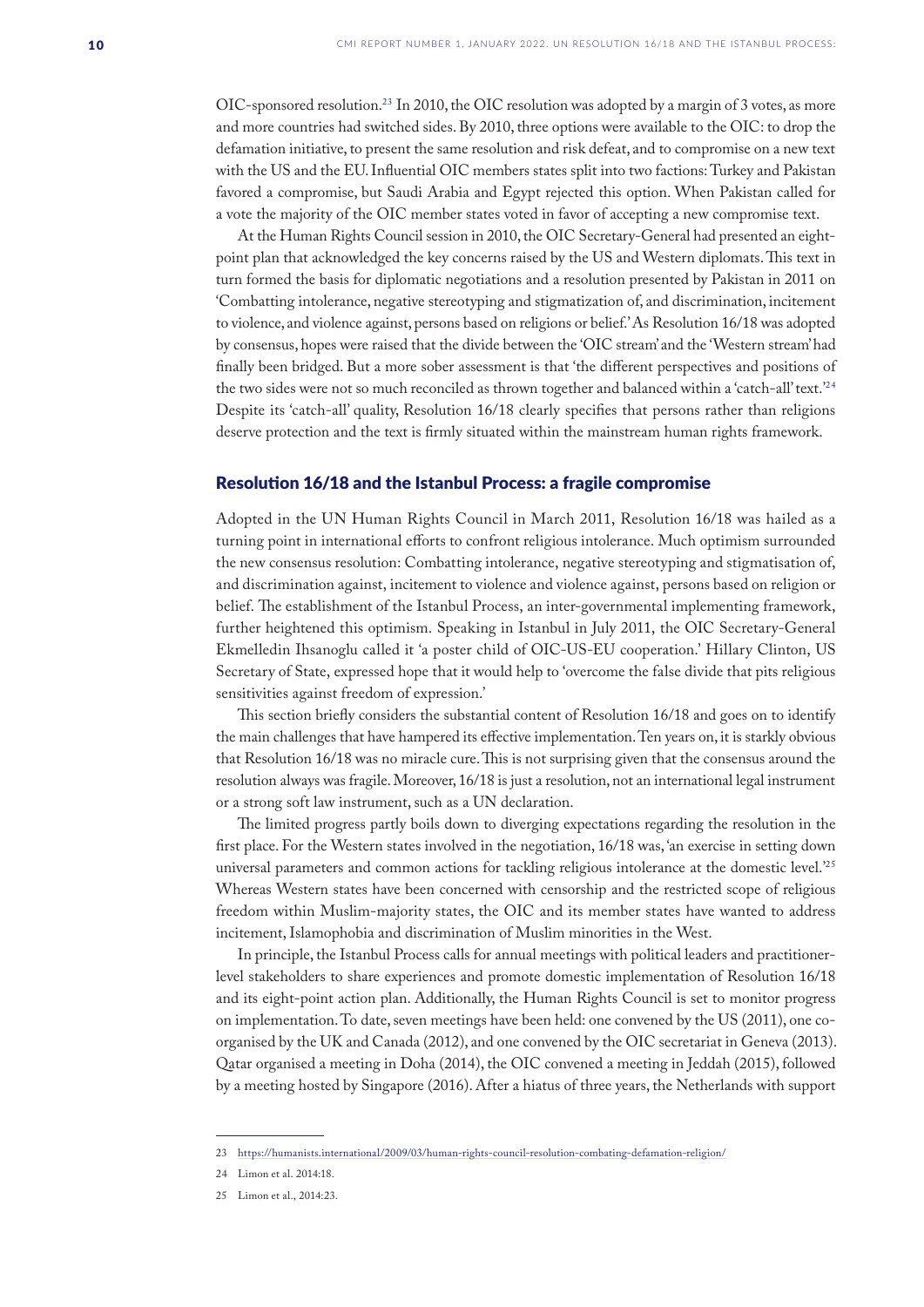OIC-sponsored resolution.[23] In 2010, the OIC resolution was adopted by a margin of 3 votes, as more and more countries had switched sides. By 2010, three options were available to the OIC: to drop the defamation initiative, to present the same resolution and risk defeat, and to compromise on a new text with the US and the EU. Influential OIC members states split into two factions: Turkey and Pakistan favored a compromise, but Saudi Arabia and Egypt rejected this option. When Pakistan called for a vote the majority of the OIC member states voted in favor of accepting a new compromise text.

At the Human Rights Council session in 2010, the OIC Secretary-General had presented an eight-point plan that acknowledged the key concerns raised by the US and Western diplomats. This text in turn formed the basis for diplomatic negotiations and a resolution presented by Pakistan in 2011 on 'Combatting intolerance, negative stereotyping and stigmatization of, and discrimination, incitement to violence, and violence against, persons based on religions or belief.' As Resolution 16/18 was adopted by consensus, hopes were raised that the divide between the 'OIC stream' and the 'Western stream' had finally been bridged. But a more sober assessment is that 'the different perspectives and positions of the two sides were not so much reconciled as thrown together and balanced within a 'catch-all' text.'[24] Despite its 'catch-all' quality, Resolution 16/18 clearly specifies that persons rather than religions deserve protection and the text is firmly situated within the mainstream human rights framework.

## Resolution 16/18 and the Istanbul Process: a fragile compromise

Adopted in the UN Human Rights Council in March 2011, Resolution 16/18 was hailed as a turning point in international efforts to confront religious intolerance. Much optimism surrounded the new consensus resolution: Combatting intolerance, negative stereotyping and stigmatisation of, and discrimination against, incitement to violence and violence against, persons based on religion or belief. The establishment of the Istanbul Process, an inter-governmental implementing framework, further heightened this optimism. Speaking in Istanbul in July 2011, the OIC Secretary-General Ekmelleddin Ihsanoglu called it 'a poster child of OIC-US-EU cooperation.' Hillary Clinton, US Secretary of State, expressed hope that it would help to 'overcome the false divide that pits religious sensitivities against freedom of expression.'

This section briefly considers the substantial content of Resolution 16/18 and goes on to identify the main challenges that have hampered its effective implementation. Ten years on, it is starkly obvious that Resolution 16/18 was no miracle cure. This is not surprising given that the consensus around the resolution always was fragile. Moreover, 16/18 is just a resolution, not an international legal instrument or a strong soft law instrument, such as a UN declaration.

The limited progress partly boils down to diverging expectations regarding the resolution in the first place. For the Western states involved in the negotiation, 16/18 was, 'an exercise in setting down universal parameters and common actions for tackling religious intolerance at the domestic level.'[25] Whereas Western states have been concerned with censorship and the restricted scope of religious freedom within Muslim-majority states, the OIC and its member states have wanted to address incitement, Islamophobia and discrimination of Muslim minorities in the West.

In principle, the Istanbul Process calls for annual meetings with political leaders and practitioner-level stakeholders to share experiences and promote domestic implementation of Resolution 16/18 and its eight-point action plan. Additionally, the Human Rights Council is set to monitor progress on implementation. To date, seven meetings have been held: one convened by the US (2011), one co-organised by the UK and Canada (2012), and one convened by the OIC secretariat in Geneva (2013). Qatar organised a meeting in Doha (2014), the OIC convened a meeting in Jeddah (2015), followed by a meeting hosted by Singapore (2016). After a hiatus of three years, the Netherlands with support

---

23 https://humanists.international/2009/03/human-rights-council-resolution-combating-defamation-religion/

24 Limon et al. 2014:18.

25 Limon et al., 2014:23.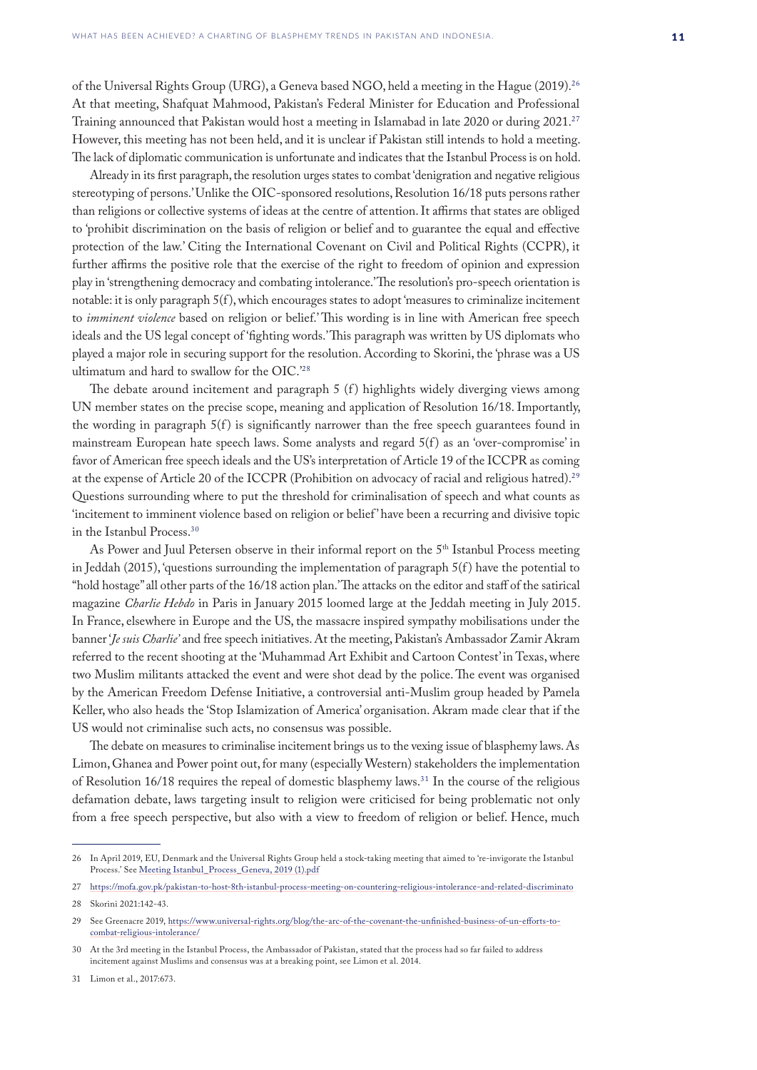of the Universal Rights Group (URG), a Geneva based NGO, held a meeting in the Hague (2019).[26] At that meeting, Shafquat Mahmood, Pakistan's Federal Minister for Education and Professional Training announced that Pakistan would host a meeting in Islamabad in late 2020 or during 2021.[27] However, this meeting has not been held, and it is unclear if Pakistan still intends to hold a meeting. The lack of diplomatic communication is unfortunate and indicates that the Istanbul Process is on hold.

Already in its first paragraph, the resolution urges states to combat 'denigration and negative religious stereotyping of persons.' Unlike the OIC-sponsored resolutions, Resolution 16/18 puts persons rather than religions or collective systems of ideas at the centre of attention. It affirms that states are obliged to 'prohibit discrimination on the basis of religion or belief and to guarantee the equal and effective protection of the law.' Citing the International Covenant on Civil and Political Rights (CCPR), it further affirms the positive role that the exercise of the right to freedom of opinion and expression play in 'strengthening democracy and combating intolerance.' The resolution's pro-speech orientation is notable: it is only paragraph 5(f), which encourages states to adopt 'measures to criminalize incitement to *imminent violence* based on religion or belief.' This wording is in line with American free speech ideals and the US legal concept of 'fighting words.' This paragraph was written by US diplomats who played a major role in securing support for the resolution. According to Skorini, the 'phrase was a US ultimatum and hard to swallow for the OIC.'[28]

The debate around incitement and paragraph 5 (f) highlights widely diverging views among UN member states on the precise scope, meaning and application of Resolution 16/18. Importantly, the wording in paragraph 5(f) is significantly narrower than the free speech guarantees found in mainstream European hate speech laws. Some analysts and regard 5(f) as an 'over-compromise' in favor of American free speech ideals and the US's interpretation of Article 19 of the ICCPR as coming at the expense of Article 20 of the ICCPR (Prohibition on advocacy of racial and religious hatred).[29] Questions surrounding where to put the threshold for criminalisation of speech and what counts as 'incitement to imminent violence based on religion or belief' have been a recurring and divisive topic in the Istanbul Process.[30]

As Power and Juul Petersen observe in their informal report on the 5th Istanbul Process meeting in Jeddah (2015), 'questions surrounding the implementation of paragraph 5(f) have the potential to "hold hostage" all other parts of the 16/18 action plan.' The attacks on the editor and staff of the satirical magazine *Charlie Hebdo* in Paris in January 2015 loomed large at the Jeddah meeting in July 2015. In France, elsewhere in Europe and the US, the massacre inspired sympathy mobilisations under the banner '*Je suis Charlie*' and free speech initiatives. At the meeting, Pakistan's Ambassador Zamir Akram referred to the recent shooting at the 'Muhammad Art Exhibit and Cartoon Contest' in Texas, where two Muslim militants attacked the event and were shot dead by the police. The event was organised by the American Freedom Defense Initiative, a controversial anti-Muslim group headed by Pamela Keller, who also heads the 'Stop Islamization of America' organisation. Akram made clear that if the US would not criminalise such acts, no consensus was possible.

The debate on measures to criminalise incitement brings us to the vexing issue of blasphemy laws. As Limon, Ghanea and Power point out, for many (especially Western) stakeholders the implementation of Resolution 16/18 requires the repeal of domestic blasphemy laws.[31] In the course of the religious defamation debate, laws targeting insult to religion were criticised for being problematic not only from a free speech perspective, but also with a view to freedom of religion or belief. Hence, much

---

26 In April 2019, EU, Denmark and the Universal Rights Group held a stock-taking meeting that aimed to 're-invigorate the Istanbul Process.' See Meeting Istanbul_Process_Geneva, 2019 (1).pdf

27 https://mofa.gov.pk/pakistan-to-host-8th-istanbul-process-meeting-on-countering-religious-intolerance-and-related-discriminato

28 Skorini 2021:142-43.

29 See Greenacre 2019, https://www.universal-rights.org/blog/the-arc-of-the-covenant-the-unfinished-business-of-un-efforts-to-combat-religious-intolerance/

30 At the 3rd meeting in the Istanbul Process, the Ambassador of Pakistan, stated that the process had so far failed to address incitement against Muslims and consensus was at a breaking point, see Limon et al. 2014.

31 Limon et al., 2017:673.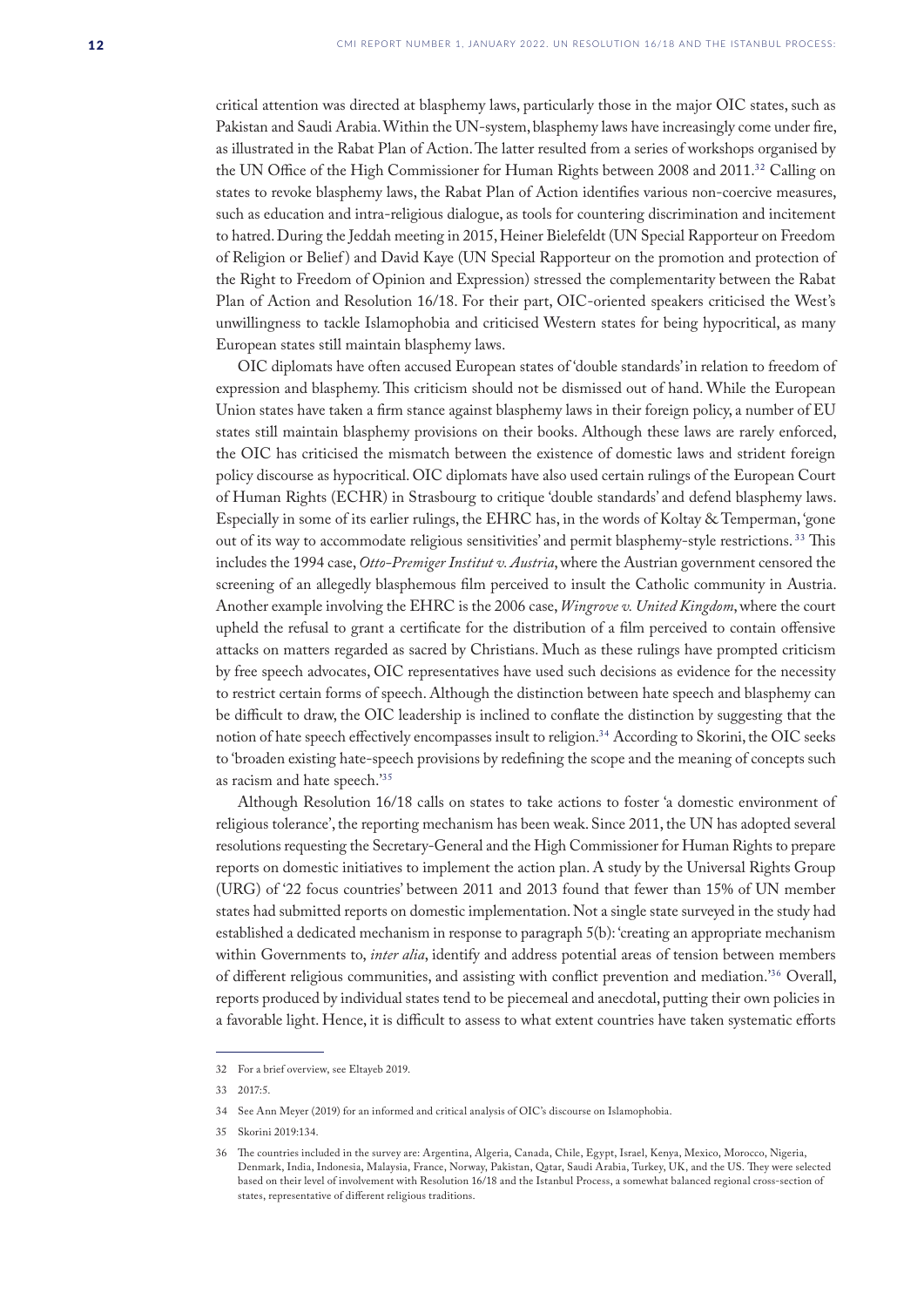critical attention was directed at blasphemy laws, particularly those in the major OIC states, such as Pakistan and Saudi Arabia. Within the UN-system, blasphemy laws have increasingly come under fire, as illustrated in the Rabat Plan of Action. The latter resulted from a series of workshops organised by the UN Office of the High Commissioner for Human Rights between 2008 and 2011.[32] Calling on states to revoke blasphemy laws, the Rabat Plan of Action identifies various non-coercive measures, such as education and intra-religious dialogue, as tools for countering discrimination and incitement to hatred. During the Jeddah meeting in 2015, Heiner Bielefeldt (UN Special Rapporteur on Freedom of Religion or Belief) and David Kaye (UN Special Rapporteur on the promotion and protection of the Right to Freedom of Opinion and Expression) stressed the complementarity between the Rabat Plan of Action and Resolution 16/18. For their part, OIC-oriented speakers criticised the West's unwillingness to tackle Islamophobia and criticised Western states for being hypocritical, as many European states still maintain blasphemy laws.

OIC diplomats have often accused European states of 'double standards' in relation to freedom of expression and blasphemy. This criticism should not be dismissed out of hand. While the European Union states have taken a firm stance against blasphemy laws in their foreign policy, a number of EU states still maintain blasphemy provisions on their books. Although these laws are rarely enforced, the OIC has criticised the mismatch between the existence of domestic laws and strident foreign policy discourse as hypocritical. OIC diplomats have also used certain rulings of the European Court of Human Rights (ECHR) in Strasbourg to critique 'double standards' and defend blasphemy laws. Especially in some of its earlier rulings, the EHRC has, in the words of Koltay & Temperman, 'gone out of its way to accommodate religious sensitivities' and permit blasphemy-style restrictions.[33] This includes the 1994 case, *Otto-Premiger Institut v. Austria*, where the Austrian government censored the screening of an allegedly blasphemous film perceived to insult the Catholic community in Austria. Another example involving the EHRC is the 2006 case, *Wingrove v. United Kingdom*, where the court upheld the refusal to grant a certificate for the distribution of a film perceived to contain offensive attacks on matters regarded as sacred by Christians. Much as these rulings have prompted criticism by free speech advocates, OIC representatives have used such decisions as evidence for the necessity to restrict certain forms of speech. Although the distinction between hate speech and blasphemy can be difficult to draw, the OIC leadership is inclined to conflate the distinction by suggesting that the notion of hate speech effectively encompasses insult to religion.[34] According to Skorini, the OIC seeks to 'broaden existing hate-speech provisions by redefining the scope and the meaning of concepts such as racism and hate speech.'[35]

Although Resolution 16/18 calls on states to take actions to foster 'a domestic environment of religious tolerance', the reporting mechanism has been weak. Since 2011, the UN has adopted several resolutions requesting the Secretary-General and the High Commissioner for Human Rights to prepare reports on domestic initiatives to implement the action plan. A study by the Universal Rights Group (URG) of '22 focus countries' between 2011 and 2013 found that fewer than 15% of UN member states had submitted reports on domestic implementation. Not a single state surveyed in the study had established a dedicated mechanism in response to paragraph 5(b): 'creating an appropriate mechanism within Governments to, *inter alia*, identify and address potential areas of tension between members of different religious communities, and assisting with conflict prevention and mediation.'[36] Overall, reports produced by individual states tend to be piecemeal and anecdotal, putting their own policies in a favorable light. Hence, it is difficult to assess to what extent countries have taken systematic efforts

---

32 For a brief overview, see Eltayeb 2019.

33 2017:5.

34 See Ann Meyer (2019) for an informed and critical analysis of OIC's discourse on Islamophobia.

35 Skorini 2019:134.

36 The countries included in the survey are: Argentina, Algeria, Canada, Chile, Egypt, Israel, Kenya, Mexico, Morocco, Nigeria, Denmark, India, Indonesia, Malaysia, France, Norway, Pakistan, Qatar, Saudi Arabia, Turkey, UK, and the US. They were selected based on their level of involvement with Resolution 16/18 and the Istanbul Process, a somewhat balanced regional cross-section of states, representative of different religious traditions.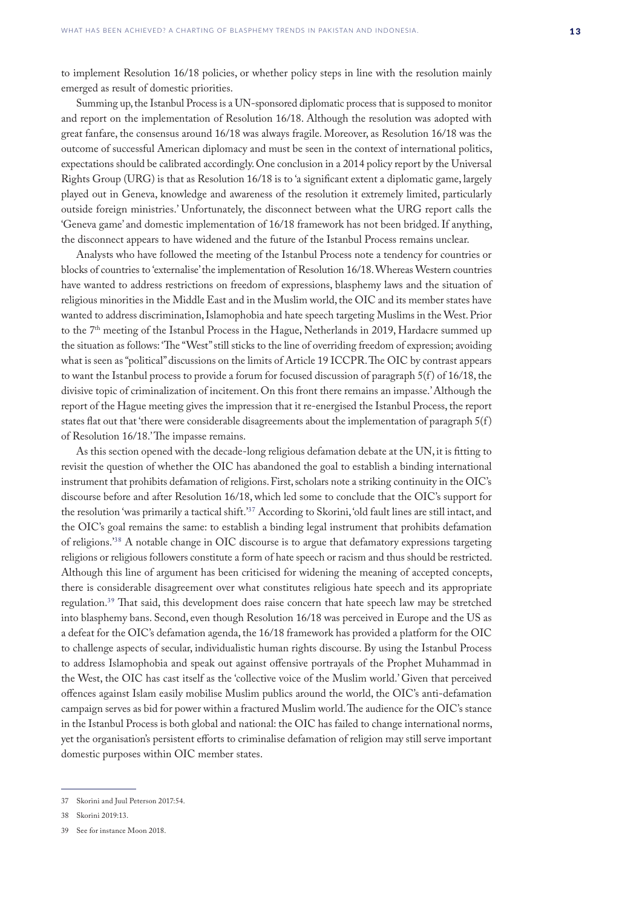to implement Resolution 16/18 policies, or whether policy steps in line with the resolution mainly emerged as result of domestic priorities.

Summing up, the Istanbul Process is a UN-sponsored diplomatic process that is supposed to monitor and report on the implementation of Resolution 16/18. Although the resolution was adopted with great fanfare, the consensus around 16/18 was always fragile. Moreover, as Resolution 16/18 was the outcome of successful American diplomacy and must be seen in the context of international politics, expectations should be calibrated accordingly. One conclusion in a 2014 policy report by the Universal Rights Group (URG) is that as Resolution 16/18 is to 'a significant extent a diplomatic game, largely played out in Geneva, knowledge and awareness of the resolution it extremely limited, particularly outside foreign ministries.' Unfortunately, the disconnect between what the URG report calls the 'Geneva game' and domestic implementation of 16/18 framework has not been bridged. If anything, the disconnect appears to have widened and the future of the Istanbul Process remains unclear.

Analysts who have followed the meeting of the Istanbul Process note a tendency for countries or blocks of countries to 'externalise' the implementation of Resolution 16/18. Whereas Western countries have wanted to address restrictions on freedom of expressions, blasphemy laws and the situation of religious minorities in the Middle East and in the Muslim world, the OIC and its member states have wanted to address discrimination, Islamophobia and hate speech targeting Muslims in the West. Prior to the 7th meeting of the Istanbul Process in the Hague, Netherlands in 2019, Hardacre summed up the situation as follows: 'The "West" still sticks to the line of overriding freedom of expression; avoiding what is seen as "political" discussions on the limits of Article 19 ICCPR. The OIC by contrast appears to want the Istanbul process to provide a forum for focused discussion of paragraph 5(f) of 16/18, the divisive topic of criminalization of incitement. On this front there remains an impasse.' Although the report of the Hague meeting gives the impression that it re-energised the Istanbul Process, the report states flat out that 'there were considerable disagreements about the implementation of paragraph 5(f) of Resolution 16/18.' The impasse remains.

As this section opened with the decade-long religious defamation debate at the UN, it is fitting to revisit the question of whether the OIC has abandoned the goal to establish a binding international instrument that prohibits defamation of religions. First, scholars note a striking continuity in the OIC's discourse before and after Resolution 16/18, which led some to conclude that the OIC's support for the resolution 'was primarily a tactical shift.'[37] According to Skorini, 'old fault lines are still intact, and the OIC's goal remains the same: to establish a binding legal instrument that prohibits defamation of religions.'[38] A notable change in OIC discourse is to argue that defamatory expressions targeting religions or religious followers constitute a form of hate speech or racism and thus should be restricted. Although this line of argument has been criticised for widening the meaning of accepted concepts, there is considerable disagreement over what constitutes religious hate speech and its appropriate regulation.[39] That said, this development does raise concern that hate speech law may be stretched into blasphemy bans. Second, even though Resolution 16/18 was perceived in Europe and the US as a defeat for the OIC's defamation agenda, the 16/18 framework has provided a platform for the OIC to challenge aspects of secular, individualistic human rights discourse. By using the Istanbul Process to address Islamophobia and speak out against offensive portrayals of the Prophet Muhammad in the West, the OIC has cast itself as the 'collective voice of the Muslim world.' Given that perceived offences against Islam easily mobilise Muslim publics around the world, the OIC's anti-defamation campaign serves as bid for power within a fractured Muslim world. The audience for the OIC's stance in the Istanbul Process is both global and national: the OIC has failed to change international norms, yet the organisation's persistent efforts to criminalise defamation of religion may still serve important domestic purposes within OIC member states.

---

37 Skorini and Juul Peterson 2017:54.

38 Skorini 2019:13.

39 See for instance Moon 2018.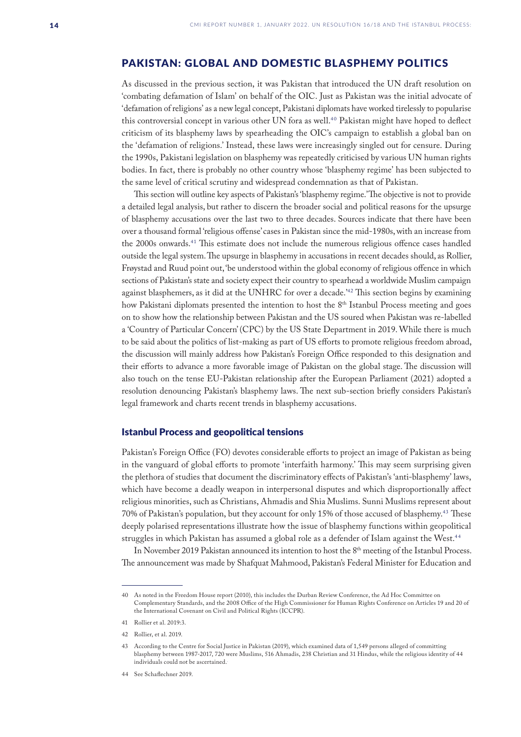## PAKISTAN: GLOBAL AND DOMESTIC BLASPHEMY POLITICS

As discussed in the previous section, it was Pakistan that introduced the UN draft resolution on 'combating defamation of Islam' on behalf of the OIC. Just as Pakistan was the initial advocate of 'defamation of religions' as a new legal concept, Pakistani diplomats have worked tirelessly to popularise this controversial concept in various other UN fora as well.[40] Pakistan might have hoped to deflect criticism of its blasphemy laws by spearheading the OIC's campaign to establish a global ban on the 'defamation of religions.' Instead, these laws were increasingly singled out for censure. During the 1990s, Pakistani legislation on blasphemy was repeatedly criticised by various UN human rights bodies. In fact, there is probably no other country whose 'blasphemy regime' has been subjected to the same level of critical scrutiny and widespread condemnation as that of Pakistan.

This section will outline key aspects of Pakistan's 'blasphemy regime.' The objective is not to provide a detailed legal analysis, but rather to discern the broader social and political reasons for the upsurge of blasphemy accusations over the last two to three decades. Sources indicate that there have been over a thousand formal 'religious offense' cases in Pakistan since the mid-1980s, with an increase from the 2000s onwards.[41] This estimate does not include the numerous religious offence cases handled outside the legal system. The upsurge in blasphemy in accusations in recent decades should, as Rollier, Frøystad and Ruud point out, 'be understood within the global economy of religious offence in which sections of Pakistan's state and society expect their country to spearhead a worldwide Muslim campaign against blasphemers, as it did at the UNHRC for over a decade.'[42] This section begins by examining how Pakistani diplomats presented the intention to host the 8th Istanbul Process meeting and goes on to show how the relationship between Pakistan and the US soured when Pakistan was re-labelled a 'Country of Particular Concern' (CPC) by the US State Department in 2019. While there is much to be said about the politics of list-making as part of US efforts to promote religious freedom abroad, the discussion will mainly address how Pakistan's Foreign Office responded to this designation and their efforts to advance a more favorable image of Pakistan on the global stage. The discussion will also touch on the tense EU-Pakistan relationship after the European Parliament (2021) adopted a resolution denouncing Pakistan's blasphemy laws. The next sub-section briefly considers Pakistan's legal framework and charts recent trends in blasphemy accusations.

### Istanbul Process and geopolitical tensions

Pakistan's Foreign Office (FO) devotes considerable efforts to project an image of Pakistan as being in the vanguard of global efforts to promote 'interfaith harmony.' This may seem surprising given the plethora of studies that document the discriminatory effects of Pakistan's 'anti-blasphemy' laws, which have become a deadly weapon in interpersonal disputes and which disproportionally affect religious minorities, such as Christians, Ahmadis and Shia Muslims. Sunni Muslims represent about 70% of Pakistan's population, but they account for only 15% of those accused of blasphemy.[43] These deeply polarised representations illustrate how the issue of blasphemy functions within geopolitical struggles in which Pakistan has assumed a global role as a defender of Islam against the West.[44]

In November 2019 Pakistan announced its intention to host the 8th meeting of the Istanbul Process. The announcement was made by Shafquat Mahmood, Pakistan's Federal Minister for Education and

---

40 As noted in the Freedom House report (2010), this includes the Durban Review Conference, the Ad Hoc Committee on Complementary Standards, and the 2008 Office of the High Commissioner for Human Rights Conference on Articles 19 and 20 of the International Covenant on Civil and Political Rights (ICCPR).

41 Rollier et al. 2019:3.

42 Rollier, et al. 2019.

43 According to the Centre for Social Justice in Pakistan (2019), which examined data of 1,549 persons alleged of committing blasphemy between 1987-2017, 720 were Muslims, 516 Ahmadis, 238 Christian and 31 Hindus, while the religious identity of 44 individuals could not be ascertained.

44 See Schaflechner 2019.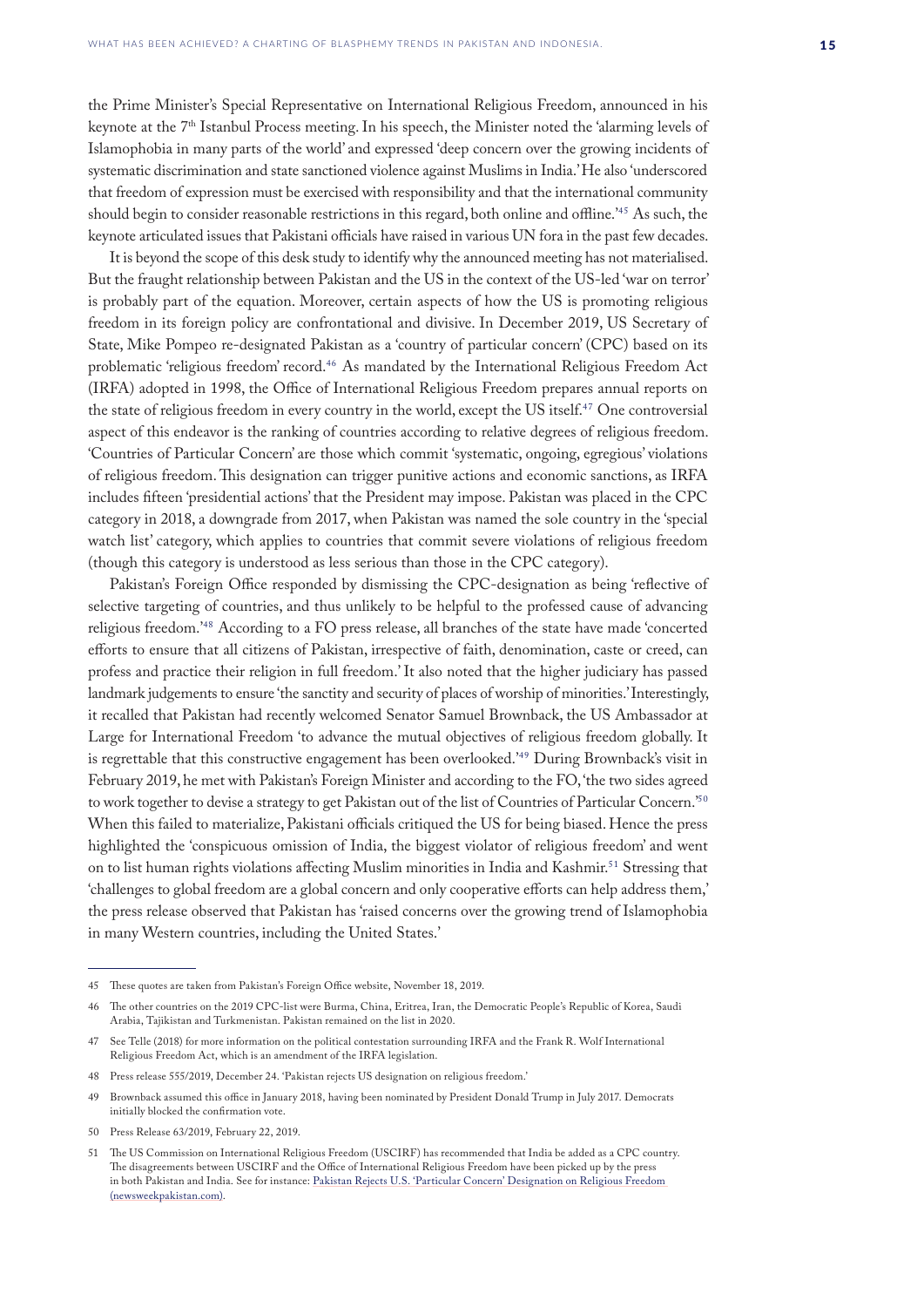the Prime Minister's Special Representative on International Religious Freedom, announced in his keynote at the 7th Istanbul Process meeting. In his speech, the Minister noted the 'alarming levels of Islamophobia in many parts of the world' and expressed 'deep concern over the growing incidents of systematic discrimination and state sanctioned violence against Muslims in India.' He also 'underscored that freedom of expression must be exercised with responsibility and that the international community should begin to consider reasonable restrictions in this regard, both online and offline.'[45] As such, the keynote articulated issues that Pakistani officials have raised in various UN fora in the past few decades.

It is beyond the scope of this desk study to identify why the announced meeting has not materialised. But the fraught relationship between Pakistan and the US in the context of the US-led 'war on terror' is probably part of the equation. Moreover, certain aspects of how the US is promoting religious freedom in its foreign policy are confrontational and divisive. In December 2019, US Secretary of State, Mike Pompeo re-designated Pakistan as a 'country of particular concern' (CPC) based on its problematic 'religious freedom' record.[46] As mandated by the International Religious Freedom Act (IRFA) adopted in 1998, the Office of International Religious Freedom prepares annual reports on the state of religious freedom in every country in the world, except the US itself.[47] One controversial aspect of this endeavor is the ranking of countries according to relative degrees of religious freedom. 'Countries of Particular Concern' are those which commit 'systematic, ongoing, egregious' violations of religious freedom. This designation can trigger punitive actions and economic sanctions, as IRFA includes fifteen 'presidential actions' that the President may impose. Pakistan was placed in the CPC category in 2018, a downgrade from 2017, when Pakistan was named the sole country in the 'special watch list' category, which applies to countries that commit severe violations of religious freedom (though this category is understood as less serious than those in the CPC category).

Pakistan's Foreign Office responded by dismissing the CPC-designation as being 'reflective of selective targeting of countries, and thus unlikely to be helpful to the professed cause of advancing religious freedom.'[48] According to a FO press release, all branches of the state have made 'concerted efforts to ensure that all citizens of Pakistan, irrespective of faith, denomination, caste or creed, can profess and practice their religion in full freedom.' It also noted that the higher judiciary has passed landmark judgements to ensure 'the sanctity and security of places of worship of minorities.' Interestingly, it recalled that Pakistan had recently welcomed Senator Samuel Brownback, the US Ambassador at Large for International Freedom 'to advance the mutual objectives of religious freedom globally. It is regrettable that this constructive engagement has been overlooked.'[49] During Brownback's visit in February 2019, he met with Pakistan's Foreign Minister and according to the FO, 'the two sides agreed to work together to devise a strategy to get Pakistan out of the list of Countries of Particular Concern.'[50] When this failed to materialize, Pakistani officials critiqued the US for being biased. Hence the press highlighted the 'conspicuous omission of India, the biggest violator of religious freedom' and went on to list human rights violations affecting Muslim minorities in India and Kashmir.[51] Stressing that 'challenges to global freedom are a global concern and only cooperative efforts can help address them,' the press release observed that Pakistan has 'raised concerns over the growing trend of Islamophobia in many Western countries, including the United States.'

---

45 These quotes are taken from Pakistan's Foreign Office website, November 18, 2019.

46 The other countries on the 2019 CPC-list were Burma, China, Eritrea, Iran, the Democratic People's Republic of Korea, Saudi Arabia, Tajikistan and Turkmenistan. Pakistan remained on the list in 2020.

47 See Telle (2018) for more information on the political contestation surrounding IRFA and the Frank R. Wolf International Religious Freedom Act, which is an amendment of the IRFA legislation.

48 Press release 555/2019, December 24. 'Pakistan rejects US designation on religious freedom.'

49 Brownback assumed this office in January 2018, having been nominated by President Donald Trump in July 2017. Democrats initially blocked the confirmation vote.

50 Press Release 63/2019, February 22, 2019.

51 The US Commission on International Religious Freedom (USCIRF) has recommended that India be added as a CPC country. The disagreements between USCIRF and the Office of International Religious Freedom have been picked up by the press in both Pakistan and India. See for instance: Pakistan Rejects U.S. 'Particular Concern' Designation on Religious Freedom (newsweekpakistan.com).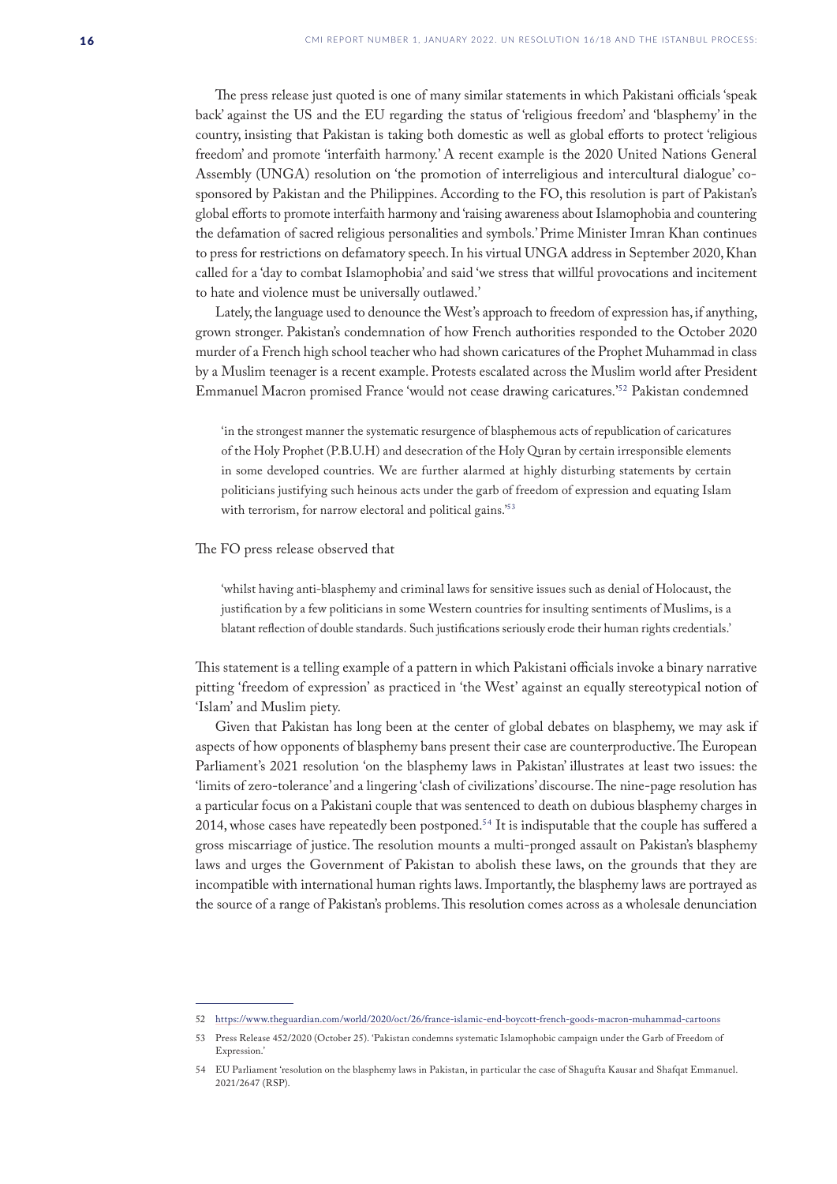The press release just quoted is one of many similar statements in which Pakistani officials 'speak back' against the US and the EU regarding the status of 'religious freedom' and 'blasphemy' in the country, insisting that Pakistan is taking both domestic as well as global efforts to protect 'religious freedom' and promote 'interfaith harmony.' A recent example is the 2020 United Nations General Assembly (UNGA) resolution on 'the promotion of interreligious and intercultural dialogue' co-sponsored by Pakistan and the Philippines. According to the FO, this resolution is part of Pakistan's global efforts to promote interfaith harmony and 'raising awareness about Islamophobia and countering the defamation of sacred religious personalities and symbols.' Prime Minister Imran Khan continues to press for restrictions on defamatory speech. In his virtual UNGA address in September 2020, Khan called for a 'day to combat Islamophobia' and said 'we stress that willful provocations and incitement to hate and violence must be universally outlawed.'

Lately, the language used to denounce the West's approach to freedom of expression has, if anything, grown stronger. Pakistan's condemnation of how French authorities responded to the October 2020 murder of a French high school teacher who had shown caricatures of the Prophet Muhammad in class by a Muslim teenager is a recent example. Protests escalated across the Muslim world after President Emmanuel Macron promised France 'would not cease drawing caricatures.'[52] Pakistan condemned

> 'in the strongest manner the systematic resurgence of blasphemous acts of republication of caricatures of the Holy Prophet (P.B.U.H) and desecration of the Holy Quran by certain irresponsible elements in some developed countries. We are further alarmed at highly disturbing statements by certain politicians justifying such heinous acts under the garb of freedom of expression and equating Islam with terrorism, for narrow electoral and political gains.'[53]

The FO press release observed that

> 'whilst having anti-blasphemy and criminal laws for sensitive issues such as denial of Holocaust, the justification by a few politicians in some Western countries for insulting sentiments of Muslims, is a blatant reflection of double standards. Such justifications seriously erode their human rights credentials.'

This statement is a telling example of a pattern in which Pakistani officials invoke a binary narrative pitting 'freedom of expression' as practiced in 'the West' against an equally stereotypical notion of 'Islam' and Muslim piety.

Given that Pakistan has long been at the center of global debates on blasphemy, we may ask if aspects of how opponents of blasphemy bans present their case are counterproductive. The European Parliament's 2021 resolution 'on the blasphemy laws in Pakistan' illustrates at least two issues: the 'limits of zero-tolerance' and a lingering 'clash of civilizations' discourse. The nine-page resolution has a particular focus on a Pakistani couple that was sentenced to death on dubious blasphemy charges in 2014, whose cases have repeatedly been postponed.[54] It is indisputable that the couple has suffered a gross miscarriage of justice. The resolution mounts a multi-pronged assault on Pakistan's blasphemy laws and urges the Government of Pakistan to abolish these laws, on the grounds that they are incompatible with international human rights laws. Importantly, the blasphemy laws are portrayed as the source of a range of Pakistan's problems. This resolution comes across as a wholesale denunciation

---

52 https://www.theguardian.com/world/2020/oct/26/france-islamic-end-boycott-french-goods-macron-muhammad-cartoons

53 Press Release 452/2020 (October 25). 'Pakistan condemns systematic Islamophobic campaign under the Garb of Freedom of Expression.'

54 EU Parliament 'resolution on the blasphemy laws in Pakistan, in particular the case of Shagufta Kausar and Shafqat Emmanuel. 2021/2647 (RSP).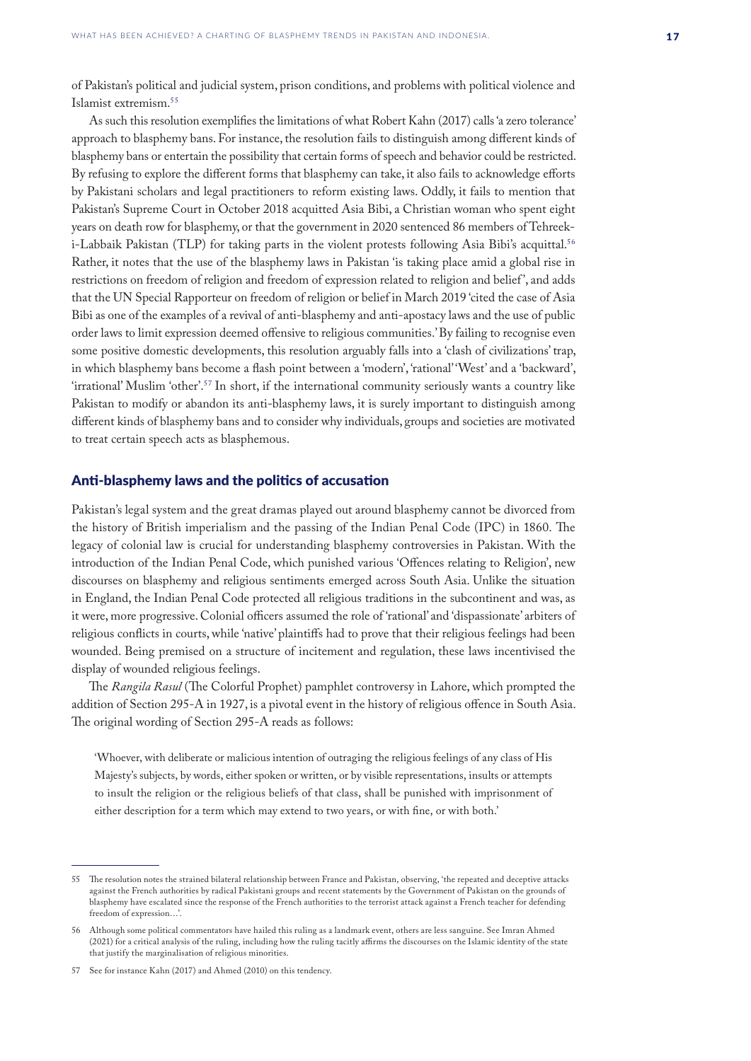of Pakistan's political and judicial system, prison conditions, and problems with political violence and Islamist extremism.[55]

As such this resolution exemplifies the limitations of what Robert Kahn (2017) calls 'a zero tolerance' approach to blasphemy bans. For instance, the resolution fails to distinguish among different kinds of blasphemy bans or entertain the possibility that certain forms of speech and behavior could be restricted. By refusing to explore the different forms that blasphemy can take, it also fails to acknowledge efforts by Pakistani scholars and legal practitioners to reform existing laws. Oddly, it fails to mention that Pakistan's Supreme Court in October 2018 acquitted Asia Bibi, a Christian woman who spent eight years on death row for blasphemy, or that the government in 2020 sentenced 86 members of Tehreek-i-Labbaik Pakistan (TLP) for taking parts in the violent protests following Asia Bibi's acquittal.[56] Rather, it notes that the use of the blasphemy laws in Pakistan 'is taking place amid a global rise in restrictions on freedom of religion and freedom of expression related to religion and belief', and adds that the UN Special Rapporteur on freedom of religion or belief in March 2019 'cited the case of Asia Bibi as one of the examples of a revival of anti-blasphemy and anti-apostacy laws and the use of public order laws to limit expression deemed offensive to religious communities.' By failing to recognise even some positive domestic developments, this resolution arguably falls into a 'clash of civilizations' trap, in which blasphemy bans become a flash point between a 'modern', 'rational' 'West' and a 'backward', 'irrational' Muslim 'other'.[57] In short, if the international community seriously wants a country like Pakistan to modify or abandon its anti-blasphemy laws, it is surely important to distinguish among different kinds of blasphemy bans and to consider why individuals, groups and societies are motivated to treat certain speech acts as blasphemous.

## Anti-blasphemy laws and the politics of accusation

Pakistan's legal system and the great dramas played out around blasphemy cannot be divorced from the history of British imperialism and the passing of the Indian Penal Code (IPC) in 1860. The legacy of colonial law is crucial for understanding blasphemy controversies in Pakistan. With the introduction of the Indian Penal Code, which punished various 'Offences relating to Religion', new discourses on blasphemy and religious sentiments emerged across South Asia. Unlike the situation in England, the Indian Penal Code protected all religious traditions in the subcontinent and was, as it were, more progressive. Colonial officers assumed the role of 'rational' and 'dispassionate' arbiters of religious conflicts in courts, while 'native' plaintiffs had to prove that their religious feelings had been wounded. Being premised on a structure of incitement and regulation, these laws incentivised the display of wounded religious feelings.

The *Rangila Rasul* (The Colorful Prophet) pamphlet controversy in Lahore, which prompted the addition of Section 295-A in 1927, is a pivotal event in the history of religious offence in South Asia. The original wording of Section 295-A reads as follows:

> 'Whoever, with deliberate or malicious intention of outraging the religious feelings of any class of His Majesty's subjects, by words, either spoken or written, or by visible representations, insults or attempts to insult the religion or the religious beliefs of that class, shall be punished with imprisonment of either description for a term which may extend to two years, or with fine, or with both.'

---

55 The resolution notes the strained bilateral relationship between France and Pakistan, observing, 'the repeated and deceptive attacks against the French authorities by radical Pakistani groups and recent statements by the Government of Pakistan on the grounds of blasphemy have escalated since the response of the French authorities to the terrorist attack against a French teacher for defending freedom of expression…'.

56 Although some political commentators have hailed this ruling as a landmark event, others are less sanguine. See Imran Ahmed (2021) for a critical analysis of the ruling, including how the ruling tacitly affirms the discourses on the Islamic identity of the state that justify the marginalisation of religious minorities.

57 See for instance Kahn (2017) and Ahmed (2010) on this tendency.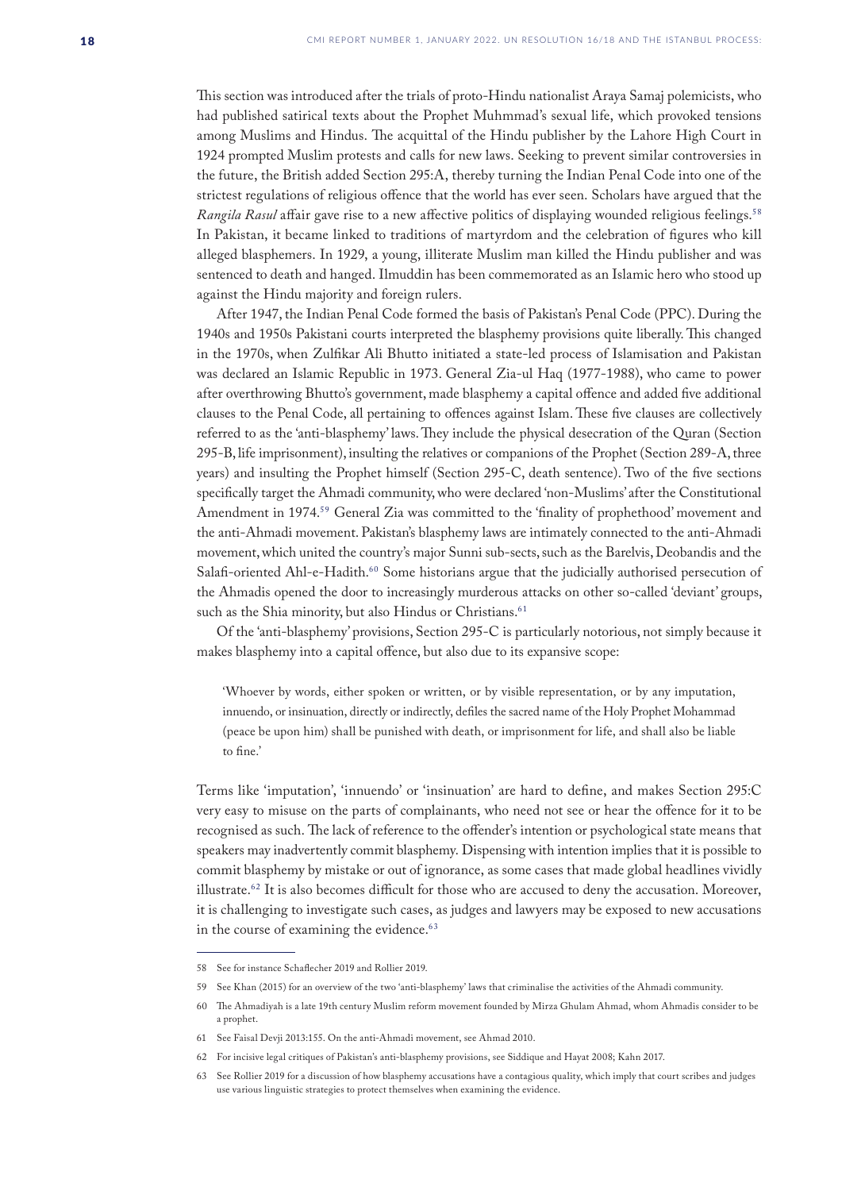This section was introduced after the trials of proto-Hindu nationalist Araya Samaj polemicists, who had published satirical texts about the Prophet Muhmmad's sexual life, which provoked tensions among Muslims and Hindus. The acquittal of the Hindu publisher by the Lahore High Court in 1924 prompted Muslim protests and calls for new laws. Seeking to prevent similar controversies in the future, the British added Section 295:A, thereby turning the Indian Penal Code into one of the strictest regulations of religious offence that the world has ever seen. Scholars have argued that the *Rangila Rasul* affair gave rise to a new affective politics of displaying wounded religious feelings.[58] In Pakistan, it became linked to traditions of martyrdom and the celebration of figures who kill alleged blasphemers. In 1929, a young, illiterate Muslim man killed the Hindu publisher and was sentenced to death and hanged. Ilmuddin has been commemorated as an Islamic hero who stood up against the Hindu majority and foreign rulers.

After 1947, the Indian Penal Code formed the basis of Pakistan's Penal Code (PPC). During the 1940s and 1950s Pakistani courts interpreted the blasphemy provisions quite liberally. This changed in the 1970s, when Zulfikar Ali Bhutto initiated a state-led process of Islamisation and Pakistan was declared an Islamic Republic in 1973. General Zia-ul Haq (1977-1988), who came to power after overthrowing Bhutto's government, made blasphemy a capital offence and added five additional clauses to the Penal Code, all pertaining to offences against Islam. These five clauses are collectively referred to as the 'anti-blasphemy' laws. They include the physical desecration of the Quran (Section 295-B, life imprisonment), insulting the relatives or companions of the Prophet (Section 289-A, three years) and insulting the Prophet himself (Section 295-C, death sentence). Two of the five sections specifically target the Ahmadi community, who were declared 'non-Muslims' after the Constitutional Amendment in 1974.[59] General Zia was committed to the 'finality of prophethood' movement and the anti-Ahmadi movement. Pakistan's blasphemy laws are intimately connected to the anti-Ahmadi movement, which united the country's major Sunni sub-sects, such as the Barelvis, Deobandis and the Salafi-oriented Ahl-e-Hadith.[60] Some historians argue that the judicially authorised persecution of the Ahmadis opened the door to increasingly murderous attacks on other so-called 'deviant' groups, such as the Shia minority, but also Hindus or Christians.[61]

Of the 'anti-blasphemy' provisions, Section 295-C is particularly notorious, not simply because it makes blasphemy into a capital offence, but also due to its expansive scope:

> 'Whoever by words, either spoken or written, or by visible representation, or by any imputation, innuendo, or insinuation, directly or indirectly, defiles the sacred name of the Holy Prophet Mohammad (peace be upon him) shall be punished with death, or imprisonment for life, and shall also be liable to fine.'

Terms like 'imputation', 'innuendo' or 'insinuation' are hard to define, and makes Section 295:C very easy to misuse on the parts of complainants, who need not see or hear the offence for it to be recognised as such. The lack of reference to the offender's intention or psychological state means that speakers may inadvertently commit blasphemy. Dispensing with intention implies that it is possible to commit blasphemy by mistake or out of ignorance, as some cases that made global headlines vividly illustrate.[62] It is also becomes difficult for those who are accused to deny the accusation. Moreover, it is challenging to investigate such cases, as judges and lawyers may be exposed to new accusations in the course of examining the evidence.[63]

---

58 See for instance Schaflecher 2019 and Rollier 2019.

59 See Khan (2015) for an overview of the two 'anti-blasphemy' laws that criminalise the activities of the Ahmadi community.

60 The Ahmadiyah is a late 19th century Muslim reform movement founded by Mirza Ghulam Ahmad, whom Ahmadis consider to be a prophet.

61 See Faisal Devji 2013:155. On the anti-Ahmadi movement, see Ahmad 2010.

62 For incisive legal critiques of Pakistan's anti-blasphemy provisions, see Siddique and Hayat 2008; Kahn 2017.

63 See Rollier 2019 for a discussion of how blasphemy accusations have a contagious quality, which imply that court scribes and judges use various linguistic strategies to protect themselves when examining the evidence.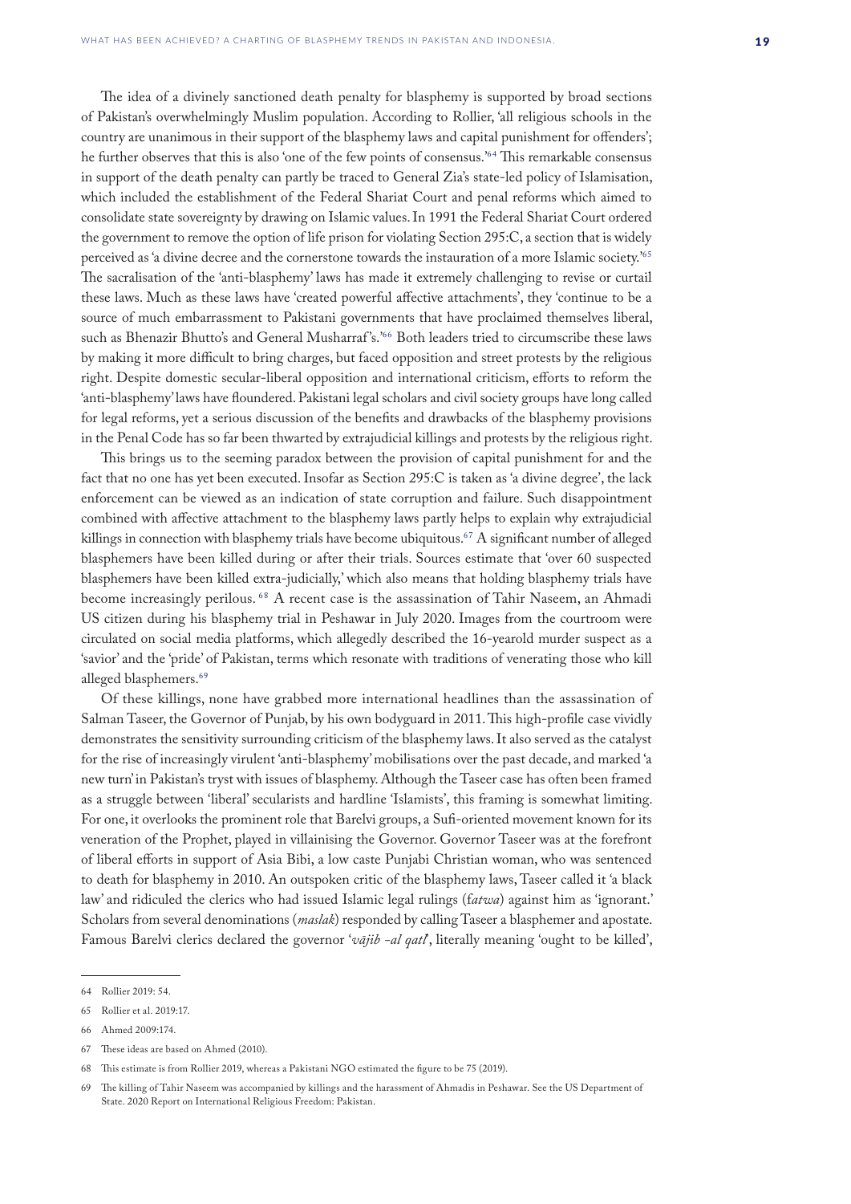The idea of a divinely sanctioned death penalty for blasphemy is supported by broad sections of Pakistan's overwhelmingly Muslim population. According to Rollier, 'all religious schools in the country are unanimous in their support of the blasphemy laws and capital punishment for offenders'; he further observes that this is also 'one of the few points of consensus.'[64] This remarkable consensus in support of the death penalty can partly be traced to General Zia's state-led policy of Islamisation, which included the establishment of the Federal Shariat Court and penal reforms which aimed to consolidate state sovereignty by drawing on Islamic values. In 1991 the Federal Shariat Court ordered the government to remove the option of life prison for violating Section 295:C, a section that is widely perceived as 'a divine decree and the cornerstone towards the instauration of a more Islamic society.'[65] The sacralisation of the 'anti-blasphemy' laws has made it extremely challenging to revise or curtail these laws. Much as these laws have 'created powerful affective attachments', they 'continue to be a source of much embarrassment to Pakistani governments that have proclaimed themselves liberal, such as Bhenazir Bhutto's and General Musharraf's.'[66] Both leaders tried to circumscribe these laws by making it more difficult to bring charges, but faced opposition and street protests by the religious right. Despite domestic secular-liberal opposition and international criticism, efforts to reform the 'anti-blasphemy' laws have floundered. Pakistani legal scholars and civil society groups have long called for legal reforms, yet a serious discussion of the benefits and drawbacks of the blasphemy provisions in the Penal Code has so far been thwarted by extrajudicial killings and protests by the religious right.

This brings us to the seeming paradox between the provision of capital punishment for and the fact that no one has yet been executed. Insofar as Section 295:C is taken as 'a divine degree', the lack enforcement can be viewed as an indication of state corruption and failure. Such disappointment combined with affective attachment to the blasphemy laws partly helps to explain why extrajudicial killings in connection with blasphemy trials have become ubiquitous.[67] A significant number of alleged blasphemers have been killed during or after their trials. Sources estimate that 'over 60 suspected blasphemers have been killed extra-judicially,' which also means that holding blasphemy trials have become increasingly perilous. [68] A recent case is the assassination of Tahir Naseem, an Ahmadi US citizen during his blasphemy trial in Peshawar in July 2020. Images from the courtroom were circulated on social media platforms, which allegedly described the 16-yearold murder suspect as a 'savior' and the 'pride' of Pakistan, terms which resonate with traditions of venerating those who kill alleged blasphemers.[69]

Of these killings, none have grabbed more international headlines than the assassination of Salman Taseer, the Governor of Punjab, by his own bodyguard in 2011. This high-profile case vividly demonstrates the sensitivity surrounding criticism of the blasphemy laws. It also served as the catalyst for the rise of increasingly virulent 'anti-blasphemy' mobilisations over the past decade, and marked 'a new turn' in Pakistan's tryst with issues of blasphemy. Although the Taseer case has often been framed as a struggle between 'liberal' secularists and hardline 'Islamists', this framing is somewhat limiting. For one, it overlooks the prominent role that Barelvi groups, a Sufi-oriented movement known for its veneration of the Prophet, played in villainising the Governor. Governor Taseer was at the forefront of liberal efforts in support of Asia Bibi, a low caste Punjabi Christian woman, who was sentenced to death for blasphemy in 2010. An outspoken critic of the blasphemy laws, Taseer called it 'a black law' and ridiculed the clerics who had issued Islamic legal rulings (f*atwa*) against him as 'ignorant.' Scholars from several denominations (*maslak*) responded by calling Taseer a blasphemer and apostate. Famous Barelvi clerics declared the governor '*vājib -al qatl*', literally meaning 'ought to be killed',

---

64 Rollier 2019: 54.

65 Rollier et al. 2019:17.

66 Ahmed 2009:174.

67 These ideas are based on Ahmed (2010).

68 This estimate is from Rollier 2019, whereas a Pakistani NGO estimated the figure to be 75 (2019).

69 The killing of Tahir Naseem was accompanied by killings and the harassment of Ahmadis in Peshawar. See the US Department of State. 2020 Report on International Religious Freedom: Pakistan.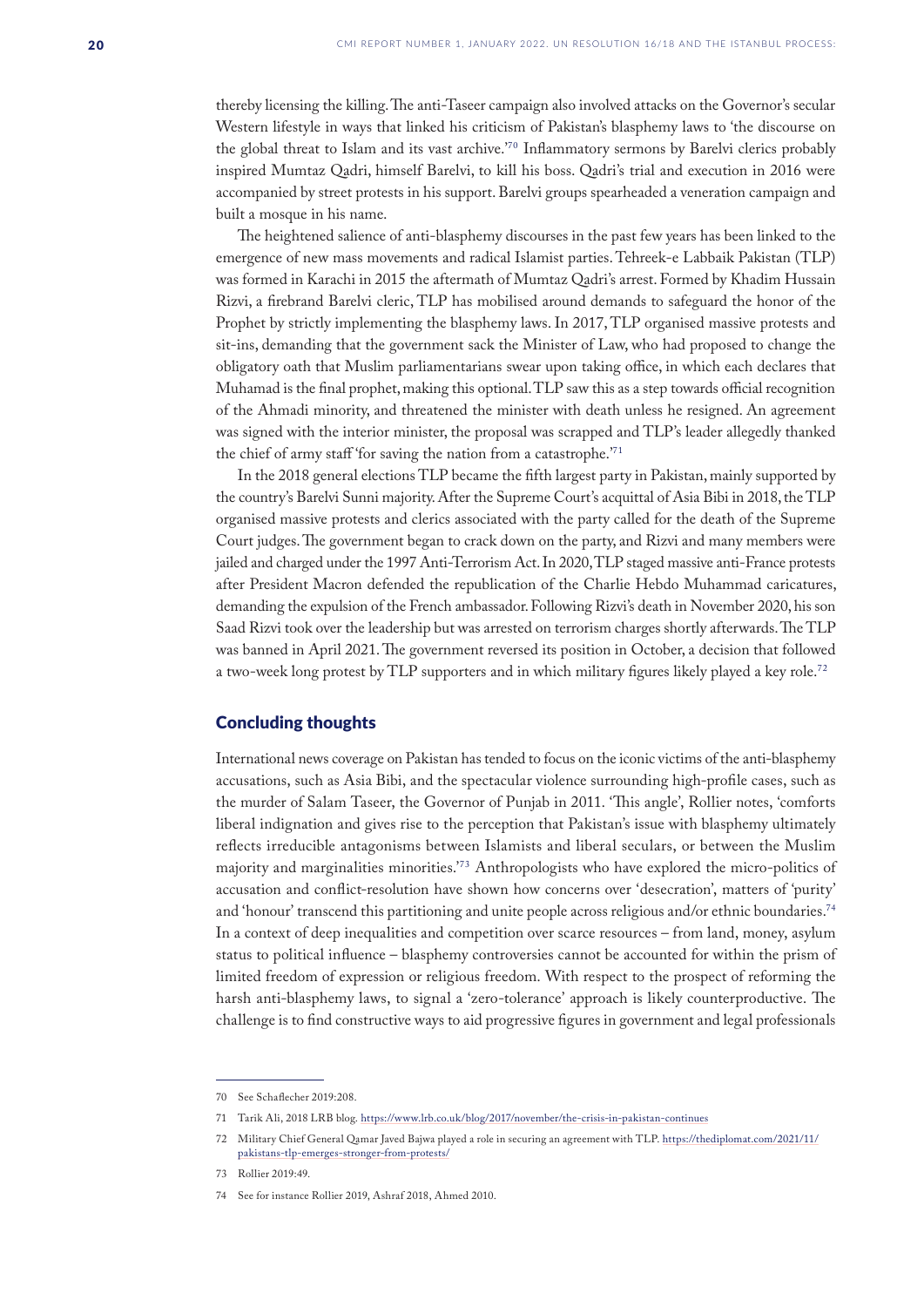thereby licensing the killing. The anti-Taseer campaign also involved attacks on the Governor's secular Western lifestyle in ways that linked his criticism of Pakistan's blasphemy laws to 'the discourse on the global threat to Islam and its vast archive.'[70] Inflammatory sermons by Barelvi clerics probably inspired Mumtaz Qadri, himself Barelvi, to kill his boss. Qadri's trial and execution in 2016 were accompanied by street protests in his support. Barelvi groups spearheaded a veneration campaign and built a mosque in his name.

The heightened salience of anti-blasphemy discourses in the past few years has been linked to the emergence of new mass movements and radical Islamist parties. Tehreek-e Labbaik Pakistan (TLP) was formed in Karachi in 2015 the aftermath of Mumtaz Qadri's arrest. Formed by Khadim Hussain Rizvi, a firebrand Barelvi cleric, TLP has mobilised around demands to safeguard the honor of the Prophet by strictly implementing the blasphemy laws. In 2017, TLP organised massive protests and sit-ins, demanding that the government sack the Minister of Law, who had proposed to change the obligatory oath that Muslim parliamentarians swear upon taking office, in which each declares that Muhamad is the final prophet, making this optional. TLP saw this as a step towards official recognition of the Ahmadi minority, and threatened the minister with death unless he resigned. An agreement was signed with the interior minister, the proposal was scrapped and TLP's leader allegedly thanked the chief of army staff 'for saving the nation from a catastrophe.'[71]

In the 2018 general elections TLP became the fifth largest party in Pakistan, mainly supported by the country's Barelvi Sunni majority. After the Supreme Court's acquittal of Asia Bibi in 2018, the TLP organised massive protests and clerics associated with the party called for the death of the Supreme Court judges. The government began to crack down on the party, and Rizvi and many members were jailed and charged under the 1997 Anti-Terrorism Act. In 2020, TLP staged massive anti-France protests after President Macron defended the republication of the Charlie Hebdo Muhammad caricatures, demanding the expulsion of the French ambassador. Following Rizvi's death in November 2020, his son Saad Rizvi took over the leadership but was arrested on terrorism charges shortly afterwards. The TLP was banned in April 2021. The government reversed its position in October, a decision that followed a two-week long protest by TLP supporters and in which military figures likely played a key role.[72]

## Concluding thoughts

International news coverage on Pakistan has tended to focus on the iconic victims of the anti-blasphemy accusations, such as Asia Bibi, and the spectacular violence surrounding high-profile cases, such as the murder of Salam Taseer, the Governor of Punjab in 2011. 'This angle', Rollier notes, 'comforts liberal indignation and gives rise to the perception that Pakistan's issue with blasphemy ultimately reflects irreducible antagonisms between Islamists and liberal seculars, or between the Muslim majority and marginalities minorities.'[73] Anthropologists who have explored the micro-politics of accusation and conflict-resolution have shown how concerns over 'desecration', matters of 'purity' and 'honour' transcend this partitioning and unite people across religious and/or ethnic boundaries.[74] In a context of deep inequalities and competition over scarce resources – from land, money, asylum status to political influence – blasphemy controversies cannot be accounted for within the prism of limited freedom of expression or religious freedom. With respect to the prospect of reforming the harsh anti-blasphemy laws, to signal a 'zero-tolerance' approach is likely counterproductive. The challenge is to find constructive ways to aid progressive figures in government and legal professionals

---

70 See Schaflecher 2019:208.

71 Tarik Ali, 2018 LRB blog. https://www.lrb.co.uk/blog/2017/november/the-crisis-in-pakistan-continues

72 Military Chief General Qamar Javed Bajwa played a role in securing an agreement with TLP. https://thediplomat.com/2021/11/pakistans-tlp-emerges-stronger-from-protests/

73 Rollier 2019:49.

74 See for instance Rollier 2019, Ashraf 2018, Ahmed 2010.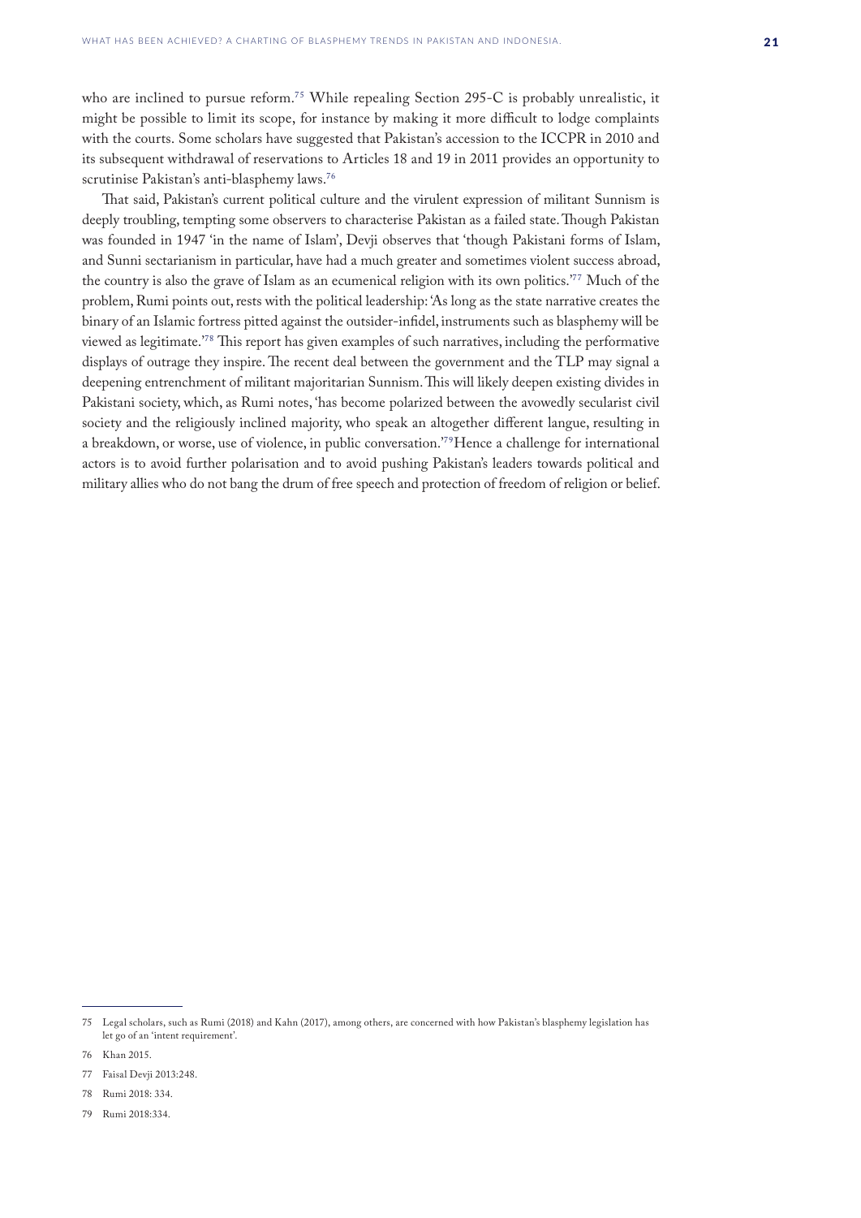who are inclined to pursue reform.[75] While repealing Section 295-C is probably unrealistic, it might be possible to limit its scope, for instance by making it more difficult to lodge complaints with the courts. Some scholars have suggested that Pakistan's accession to the ICCPR in 2010 and its subsequent withdrawal of reservations to Articles 18 and 19 in 2011 provides an opportunity to scrutinise Pakistan's anti-blasphemy laws.[76]

That said, Pakistan's current political culture and the virulent expression of militant Sunnism is deeply troubling, tempting some observers to characterise Pakistan as a failed state. Though Pakistan was founded in 1947 'in the name of Islam', Devji observes that 'though Pakistani forms of Islam, and Sunni sectarianism in particular, have had a much greater and sometimes violent success abroad, the country is also the grave of Islam as an ecumenical religion with its own politics.'[77] Much of the problem, Rumi points out, rests with the political leadership: 'As long as the state narrative creates the binary of an Islamic fortress pitted against the outsider-infidel, instruments such as blasphemy will be viewed as legitimate.'[78] This report has given examples of such narratives, including the performative displays of outrage they inspire. The recent deal between the government and the TLP may signal a deepening entrenchment of militant majoritarian Sunnism. This will likely deepen existing divides in Pakistani society, which, as Rumi notes, 'has become polarized between the avowedly secularist civil society and the religiously inclined majority, who speak an altogether different langue, resulting in a breakdown, or worse, use of violence, in public conversation.'[79]Hence a challenge for international actors is to avoid further polarisation and to avoid pushing Pakistan's leaders towards political and military allies who do not bang the drum of free speech and protection of freedom of religion or belief.

---

75 Legal scholars, such as Rumi (2018) and Kahn (2017), among others, are concerned with how Pakistan's blasphemy legislation has let go of an 'intent requirement'.

76 Khan 2015.

77 Faisal Devji 2013:248.

78 Rumi 2018: 334.

79 Rumi 2018:334.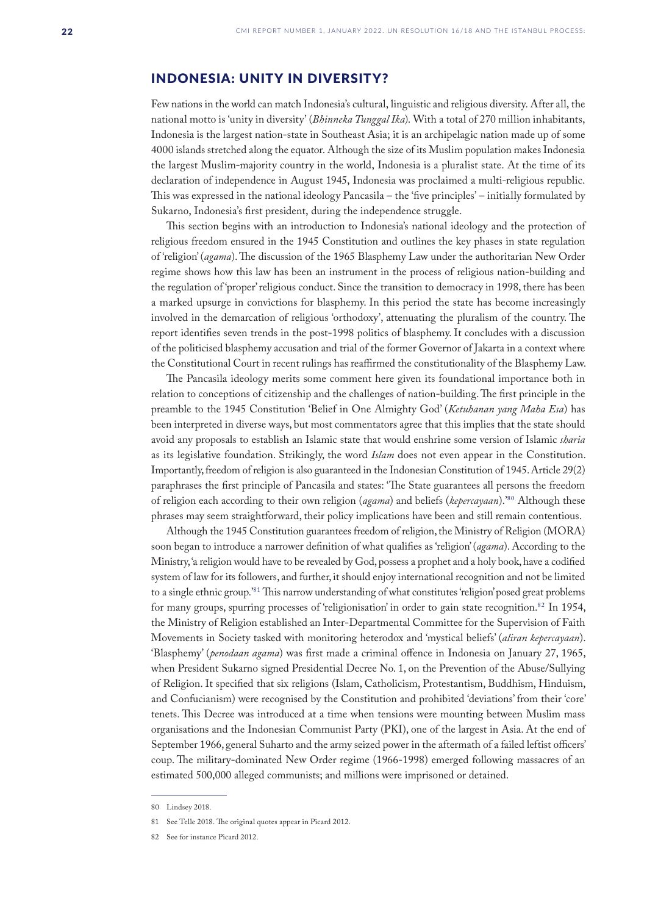## INDONESIA: UNITY IN DIVERSITY?

Few nations in the world can match Indonesia's cultural, linguistic and religious diversity. After all, the national motto is 'unity in diversity' (*Bhinneka Tunggal Ika*). With a total of 270 million inhabitants, Indonesia is the largest nation-state in Southeast Asia; it is an archipelagic nation made up of some 4000 islands stretched along the equator. Although the size of its Muslim population makes Indonesia the largest Muslim-majority country in the world, Indonesia is a pluralist state. At the time of its declaration of independence in August 1945, Indonesia was proclaimed a multi-religious republic. This was expressed in the national ideology Pancasila – the 'five principles' – initially formulated by Sukarno, Indonesia's first president, during the independence struggle.

This section begins with an introduction to Indonesia's national ideology and the protection of religious freedom ensured in the 1945 Constitution and outlines the key phases in state regulation of 'religion' (*agama*). The discussion of the 1965 Blasphemy Law under the authoritarian New Order regime shows how this law has been an instrument in the process of religious nation-building and the regulation of 'proper' religious conduct. Since the transition to democracy in 1998, there has been a marked upsurge in convictions for blasphemy. In this period the state has become increasingly involved in the demarcation of religious 'orthodoxy', attenuating the pluralism of the country. The report identifies seven trends in the post-1998 politics of blasphemy. It concludes with a discussion of the politicised blasphemy accusation and trial of the former Governor of Jakarta in a context where the Constitutional Court in recent rulings has reaffirmed the constitutionality of the Blasphemy Law.

The Pancasila ideology merits some comment here given its foundational importance both in relation to conceptions of citizenship and the challenges of nation-building. The first principle in the preamble to the 1945 Constitution 'Belief in One Almighty God' (*Ketuhanan yang Maha Esa*) has been interpreted in diverse ways, but most commentators agree that this implies that the state should avoid any proposals to establish an Islamic state that would enshrine some version of Islamic *sharia* as its legislative foundation. Strikingly, the word *Islam* does not even appear in the Constitution. Importantly, freedom of religion is also guaranteed in the Indonesian Constitution of 1945. Article 29(2) paraphrases the first principle of Pancasila and states: 'The State guarantees all persons the freedom of religion each according to their own religion (*agama*) and beliefs (*kepercayaan*).'[80] Although these phrases may seem straightforward, their policy implications have been and still remain contentious.

Although the 1945 Constitution guarantees freedom of religion, the Ministry of Religion (MORA) soon began to introduce a narrower definition of what qualifies as 'religion' (*agama*). According to the Ministry, 'a religion would have to be revealed by God, possess a prophet and a holy book, have a codified system of law for its followers, and further, it should enjoy international recognition and not be limited to a single ethnic group.'[81] This narrow understanding of what constitutes 'religion' posed great problems for many groups, spurring processes of 'religionisation' in order to gain state recognition.[82] In 1954, the Ministry of Religion established an Inter-Departmental Committee for the Supervision of Faith Movements in Society tasked with monitoring heterodox and 'mystical beliefs' (*aliran kepercayaan*). 'Blasphemy' (*penodaan agama*) was first made a criminal offence in Indonesia on January 27, 1965, when President Sukarno signed Presidential Decree No. 1, on the Prevention of the Abuse/Sullying of Religion. It specified that six religions (Islam, Catholicism, Protestantism, Buddhism, Hinduism, and Confucianism) were recognised by the Constitution and prohibited 'deviations' from their 'core' tenets. This Decree was introduced at a time when tensions were mounting between Muslim mass organisations and the Indonesian Communist Party (PKI), one of the largest in Asia. At the end of September 1966, general Suharto and the army seized power in the aftermath of a failed leftist officers' coup. The military-dominated New Order regime (1966-1998) emerged following massacres of an estimated 500,000 alleged communists; and millions were imprisoned or detained.

---

80 Lindsey 2018.

81 See Telle 2018. The original quotes appear in Picard 2012.

82 See for instance Picard 2012.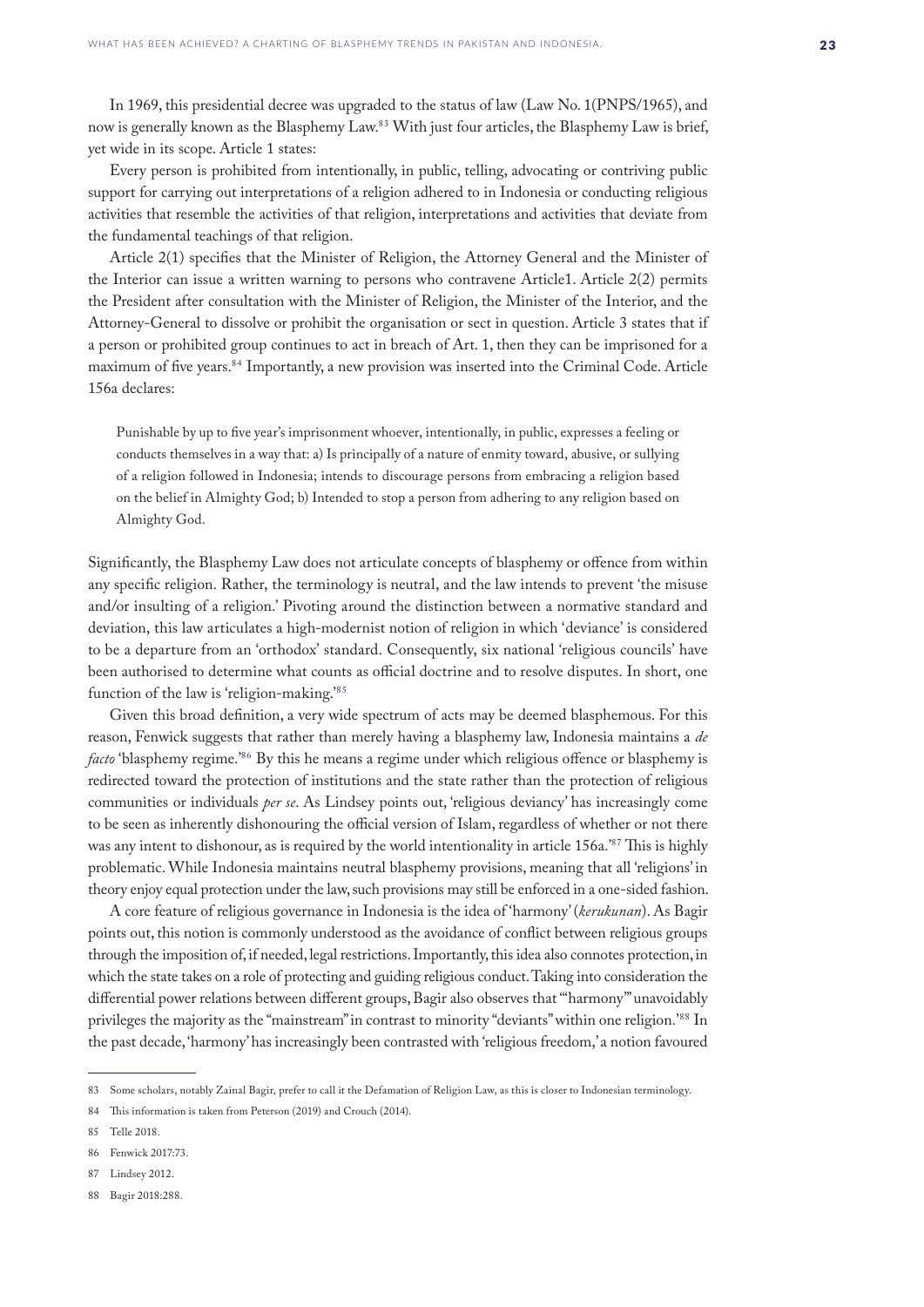In 1969, this presidential decree was upgraded to the status of law (Law No. 1(PNPS/1965), and now is generally known as the Blasphemy Law.[83] With just four articles, the Blasphemy Law is brief, yet wide in its scope. Article 1 states:

Every person is prohibited from intentionally, in public, telling, advocating or contriving public support for carrying out interpretations of a religion adhered to in Indonesia or conducting religious activities that resemble the activities of that religion, interpretations and activities that deviate from the fundamental teachings of that religion.

Article 2(1) specifies that the Minister of Religion, the Attorney General and the Minister of the Interior can issue a written warning to persons who contravene Article1. Article 2(2) permits the President after consultation with the Minister of Religion, the Minister of the Interior, and the Attorney-General to dissolve or prohibit the organisation or sect in question. Article 3 states that if a person or prohibited group continues to act in breach of Art. 1, then they can be imprisoned for a maximum of five years.[84] Importantly, a new provision was inserted into the Criminal Code. Article 156a declares:

> Punishable by up to five year's imprisonment whoever, intentionally, in public, expresses a feeling or conducts themselves in a way that: a) Is principally of a nature of enmity toward, abusive, or sullying of a religion followed in Indonesia; intends to discourage persons from embracing a religion based on the belief in Almighty God; b) Intended to stop a person from adhering to any religion based on Almighty God.

Significantly, the Blasphemy Law does not articulate concepts of blasphemy or offence from within any specific religion. Rather, the terminology is neutral, and the law intends to prevent 'the misuse and/or insulting of a religion.' Pivoting around the distinction between a normative standard and deviation, this law articulates a high-modernist notion of religion in which 'deviance' is considered to be a departure from an 'orthodox' standard. Consequently, six national 'religious councils' have been authorised to determine what counts as official doctrine and to resolve disputes. In short, one function of the law is 'religion-making.'[85]

Given this broad definition, a very wide spectrum of acts may be deemed blasphemous. For this reason, Fenwick suggests that rather than merely having a blasphemy law, Indonesia maintains a *de facto* 'blasphemy regime.'[86] By this he means a regime under which religious offence or blasphemy is redirected toward the protection of institutions and the state rather than the protection of religious communities or individuals *per se*. As Lindsey points out, 'religious deviancy' has increasingly come to be seen as inherently dishonouring the official version of Islam, regardless of whether or not there was any intent to dishonour, as is required by the world intentionality in article 156a.'[87] This is highly problematic. While Indonesia maintains neutral blasphemy provisions, meaning that all 'religions' in theory enjoy equal protection under the law, such provisions may still be enforced in a one-sided fashion.

A core feature of religious governance in Indonesia is the idea of 'harmony' (*kerukunan*). As Bagir points out, this notion is commonly understood as the avoidance of conflict between religious groups through the imposition of, if needed, legal restrictions. Importantly, this idea also connotes protection, in which the state takes on a role of protecting and guiding religious conduct. Taking into consideration the differential power relations between different groups, Bagir also observes that '"harmony" unavoidably privileges the majority as the "mainstream" in contrast to minority "deviants" within one religion.'[88] In the past decade, 'harmony' has increasingly been contrasted with 'religious freedom,' a notion favoured

---

83 Some scholars, notably Zainal Bagir, prefer to call it the Defamation of Religion Law, as this is closer to Indonesian terminology.

84 This information is taken from Peterson (2019) and Crouch (2014).

85 Telle 2018.

86 Fenwick 2017:73.

87 Lindsey 2012.

88 Bagir 2018:288.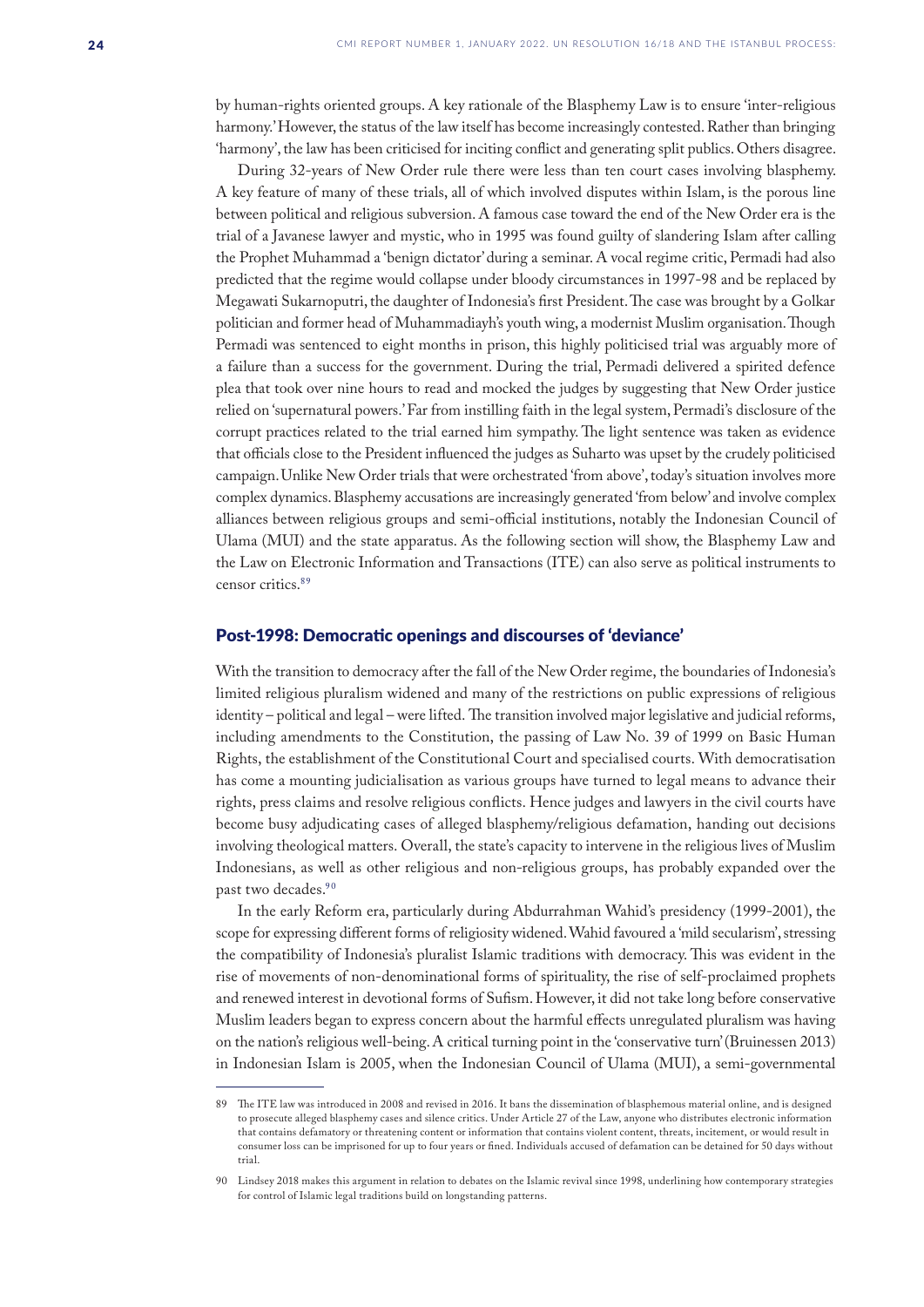by human-rights oriented groups. A key rationale of the Blasphemy Law is to ensure 'inter-religious harmony.' However, the status of the law itself has become increasingly contested. Rather than bringing 'harmony', the law has been criticised for inciting conflict and generating split publics. Others disagree.

During 32-years of New Order rule there were less than ten court cases involving blasphemy. A key feature of many of these trials, all of which involved disputes within Islam, is the porous line between political and religious subversion. A famous case toward the end of the New Order era is the trial of a Javanese lawyer and mystic, who in 1995 was found guilty of slandering Islam after calling the Prophet Muhammad a 'benign dictator' during a seminar. A vocal regime critic, Permadi had also predicted that the regime would collapse under bloody circumstances in 1997-98 and be replaced by Megawati Sukarnoputri, the daughter of Indonesia's first President. The case was brought by a Golkar politician and former head of Muhammadiayh's youth wing, a modernist Muslim organisation. Though Permadi was sentenced to eight months in prison, this highly politicised trial was arguably more of a failure than a success for the government. During the trial, Permadi delivered a spirited defence plea that took over nine hours to read and mocked the judges by suggesting that New Order justice relied on 'supernatural powers.' Far from instilling faith in the legal system, Permadi's disclosure of the corrupt practices related to the trial earned him sympathy. The light sentence was taken as evidence that officials close to the President influenced the judges as Suharto was upset by the crudely politicised campaign. Unlike New Order trials that were orchestrated 'from above', today's situation involves more complex dynamics. Blasphemy accusations are increasingly generated 'from below' and involve complex alliances between religious groups and semi-official institutions, notably the Indonesian Council of Ulama (MUI) and the state apparatus. As the following section will show, the Blasphemy Law and the Law on Electronic Information and Transactions (ITE) can also serve as political instruments to censor critics.[89]

## Post-1998: Democratic openings and discourses of 'deviance'

With the transition to democracy after the fall of the New Order regime, the boundaries of Indonesia's limited religious pluralism widened and many of the restrictions on public expressions of religious identity – political and legal – were lifted. The transition involved major legislative and judicial reforms, including amendments to the Constitution, the passing of Law No. 39 of 1999 on Basic Human Rights, the establishment of the Constitutional Court and specialised courts. With democratisation has come a mounting judicialisation as various groups have turned to legal means to advance their rights, press claims and resolve religious conflicts. Hence judges and lawyers in the civil courts have become busy adjudicating cases of alleged blasphemy/religious defamation, handing out decisions involving theological matters. Overall, the state's capacity to intervene in the religious lives of Muslim Indonesians, as well as other religious and non-religious groups, has probably expanded over the past two decades.[90]

In the early Reform era, particularly during Abdurrahman Wahid's presidency (1999-2001), the scope for expressing different forms of religiosity widened. Wahid favoured a 'mild secularism', stressing the compatibility of Indonesia's pluralist Islamic traditions with democracy. This was evident in the rise of movements of non-denominational forms of spirituality, the rise of self-proclaimed prophets and renewed interest in devotional forms of Sufism. However, it did not take long before conservative Muslim leaders began to express concern about the harmful effects unregulated pluralism was having on the nation's religious well-being. A critical turning point in the 'conservative turn' (Bruinessen 2013) in Indonesian Islam is 2005, when the Indonesian Council of Ulama (MUI), a semi-governmental

---

89 The ITE law was introduced in 2008 and revised in 2016. It bans the dissemination of blasphemous material online, and is designed to prosecute alleged blasphemy cases and silence critics. Under Article 27 of the Law, anyone who distributes electronic information that contains defamatory or threatening content or information that contains violent content, threats, incitement, or would result in consumer loss can be imprisoned for up to four years or fined. Individuals accused of defamation can be detained for 50 days without trial.

90 Lindsey 2018 makes this argument in relation to debates on the Islamic revival since 1998, underlining how contemporary strategies for control of Islamic legal traditions build on longstanding patterns.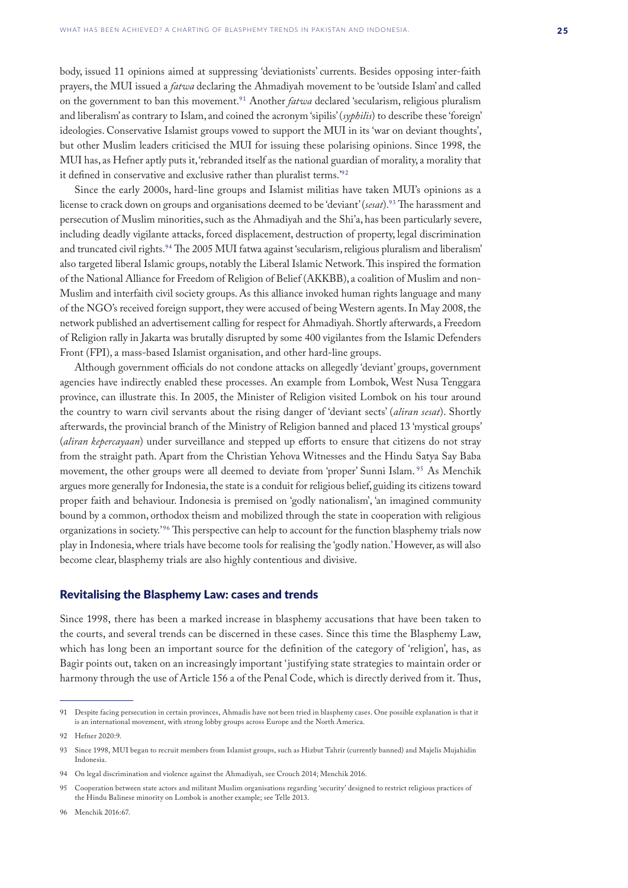body, issued 11 opinions aimed at suppressing 'deviationists' currents. Besides opposing inter-faith prayers, the MUI issued a *fatwa* declaring the Ahmadiyah movement to be 'outside Islam' and called on the government to ban this movement.[91] Another *fatwa* declared 'secularism, religious pluralism and liberalism' as contrary to Islam, and coined the acronym 'sipilis' (*syphilis*) to describe these 'foreign' ideologies. Conservative Islamist groups vowed to support the MUI in its 'war on deviant thoughts', but other Muslim leaders criticised the MUI for issuing these polarising opinions. Since 1998, the MUI has, as Hefner aptly puts it, 'rebranded itself as the national guardian of morality, a morality that it defined in conservative and exclusive rather than pluralist terms.'[92]

Since the early 2000s, hard-line groups and Islamist militias have taken MUI's opinions as a license to crack down on groups and organisations deemed to be 'deviant' (*sesat*).[93] The harassment and persecution of Muslim minorities, such as the Ahmadiyah and the Shi'a, has been particularly severe, including deadly vigilante attacks, forced displacement, destruction of property, legal discrimination and truncated civil rights.[94] The 2005 MUI fatwa against 'secularism, religious pluralism and liberalism' also targeted liberal Islamic groups, notably the Liberal Islamic Network. This inspired the formation of the National Alliance for Freedom of Religion of Belief (AKKBB), a coalition of Muslim and non-Muslim and interfaith civil society groups. As this alliance invoked human rights language and many of the NGO's received foreign support, they were accused of being Western agents. In May 2008, the network published an advertisement calling for respect for Ahmadiyah. Shortly afterwards, a Freedom of Religion rally in Jakarta was brutally disrupted by some 400 vigilantes from the Islamic Defenders Front (FPI), a mass-based Islamist organisation, and other hard-line groups.

Although government officials do not condone attacks on allegedly 'deviant' groups, government agencies have indirectly enabled these processes. An example from Lombok, West Nusa Tenggara province, can illustrate this. In 2005, the Minister of Religion visited Lombok on his tour around the country to warn civil servants about the rising danger of 'deviant sects' (*aliran sesat*). Shortly afterwards, the provincial branch of the Ministry of Religion banned and placed 13 'mystical groups' (*aliran kepercayaan*) under surveillance and stepped up efforts to ensure that citizens do not stray from the straight path. Apart from the Christian Yehova Witnesses and the Hindu Satya Say Baba movement, the other groups were all deemed to deviate from 'proper' Sunni Islam.[95] As Menchik argues more generally for Indonesia, the state is a conduit for religious belief, guiding its citizens toward proper faith and behaviour. Indonesia is premised on 'godly nationalism', 'an imagined community bound by a common, orthodox theism and mobilized through the state in cooperation with religious organizations in society.'[96] This perspective can help to account for the function blasphemy trials now play in Indonesia, where trials have become tools for realising the 'godly nation.' However, as will also become clear, blasphemy trials are also highly contentious and divisive.

## Revitalising the Blasphemy Law: cases and trends

Since 1998, there has been a marked increase in blasphemy accusations that have been taken to the courts, and several trends can be discerned in these cases. Since this time the Blasphemy Law, which has long been an important source for the definition of the category of 'religion', has, as Bagir points out, taken on an increasingly important 'justifying state strategies to maintain order or harmony through the use of Article 156 a of the Penal Code, which is directly derived from it. Thus,

---

91 Despite facing persecution in certain provinces, Ahmadis have not been tried in blasphemy cases. One possible explanation is that it is an international movement, with strong lobby groups across Europe and the North America.

92 Hefner 2020:9.

93 Since 1998, MUI began to recruit members from Islamist groups, such as Hizbut Tahrir (currently banned) and Majelis Mujahidin Indonesia.

94 On legal discrimination and violence against the Ahmadiyah, see Crouch 2014; Menchik 2016.

95 Cooperation between state actors and militant Muslim organisations regarding 'security' designed to restrict religious practices of the Hindu Balinese minority on Lombok is another example; see Telle 2013.

96 Menchik 2016:67.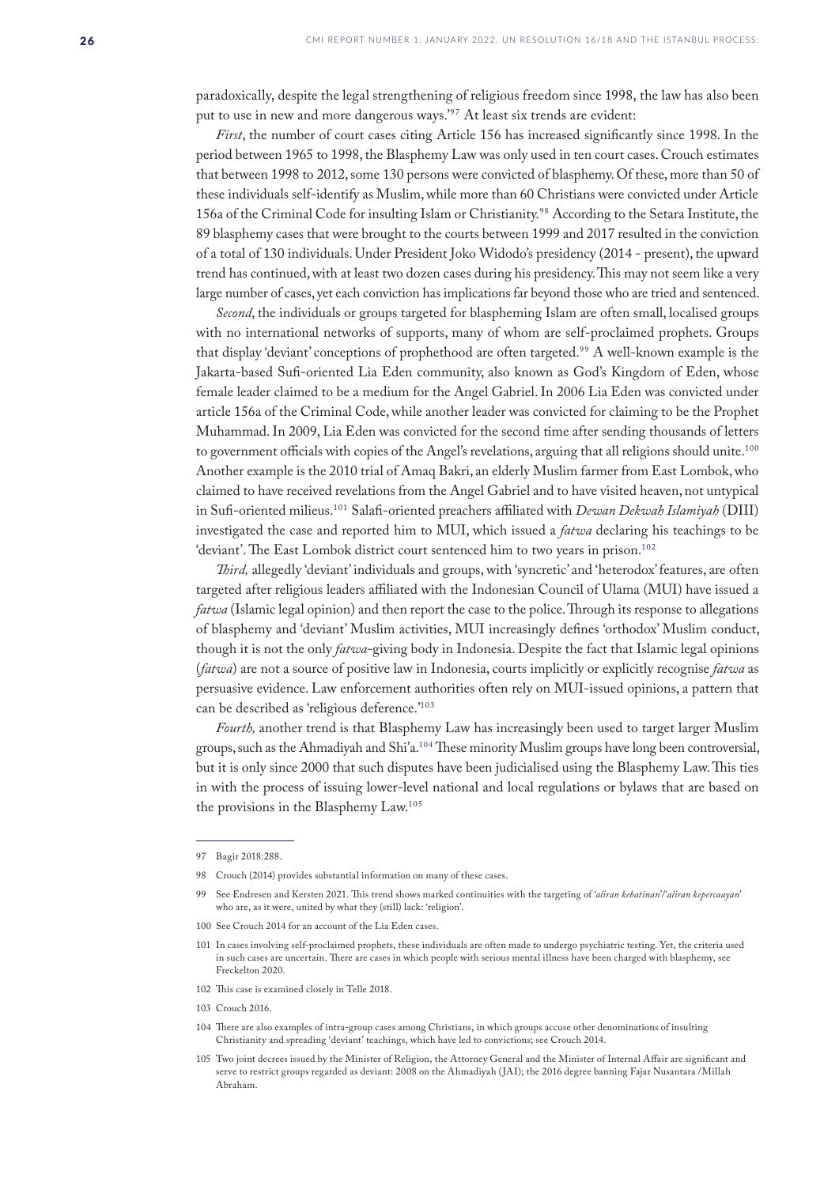paradoxically, despite the legal strengthening of religious freedom since 1998, the law has also been put to use in new and more dangerous ways.'[97] At least six trends are evident:

*First*, the number of court cases citing Article 156 has increased significantly since 1998. In the period between 1965 to 1998, the Blasphemy Law was only used in ten court cases. Crouch estimates that between 1998 to 2012, some 130 persons were convicted of blasphemy. Of these, more than 50 of these individuals self-identify as Muslim, while more than 60 Christians were convicted under Article 156a of the Criminal Code for insulting Islam or Christianity.[98] According to the Setara Institute, the 89 blasphemy cases that were brought to the courts between 1999 and 2017 resulted in the conviction of a total of 130 individuals. Under President Joko Widodo's presidency (2014 - present), the upward trend has continued, with at least two dozen cases during his presidency. This may not seem like a very large number of cases, yet each conviction has implications far beyond those who are tried and sentenced.

*Second*, the individuals or groups targeted for blaspheming Islam are often small, localised groups with no international networks of supports, many of whom are self-proclaimed prophets. Groups that display 'deviant' conceptions of prophethood are often targeted.[99] A well-known example is the Jakarta-based Sufi-oriented Lia Eden community, also known as God's Kingdom of Eden, whose female leader claimed to be a medium for the Angel Gabriel. In 2006 Lia Eden was convicted under article 156a of the Criminal Code, while another leader was convicted for claiming to be the Prophet Muhammad. In 2009, Lia Eden was convicted for the second time after sending thousands of letters to government officials with copies of the Angel's revelations, arguing that all religions should unite.[100] Another example is the 2010 trial of Amaq Bakri, an elderly Muslim farmer from East Lombok, who claimed to have received revelations from the Angel Gabriel and to have visited heaven, not untypical in Sufi-oriented milieus.[101] Salafi-oriented preachers affiliated with *Dewan Dekwah Islamiyah* (DIII) investigated the case and reported him to MUI, which issued a *fatwa* declaring his teachings to be 'deviant'. The East Lombok district court sentenced him to two years in prison.[102]

*Third,* allegedly 'deviant' individuals and groups, with 'syncretic' and 'heterodox' features, are often targeted after religious leaders affiliated with the Indonesian Council of Ulama (MUI) have issued a *fatwa* (Islamic legal opinion) and then report the case to the police. Through its response to allegations of blasphemy and 'deviant' Muslim activities, MUI increasingly defines 'orthodox' Muslim conduct, though it is not the only *fatwa*-giving body in Indonesia. Despite the fact that Islamic legal opinions (*fatwa*) are not a source of positive law in Indonesia, courts implicitly or explicitly recognise *fatwa* as persuasive evidence. Law enforcement authorities often rely on MUI-issued opinions, a pattern that can be described as 'religious deference.'[103]

*Fourth,* another trend is that Blasphemy Law has increasingly been used to target larger Muslim groups, such as the Ahmadiyah and Shi'a.[104] These minority Muslim groups have long been controversial, but it is only since 2000 that such disputes have been judicialised using the Blasphemy Law. This ties in with the process of issuing lower-level national and local regulations or bylaws that are based on the provisions in the Blasphemy Law.[105]

---

97 Bagir 2018:288.

98 Crouch (2014) provides substantial information on many of these cases.

99 See Endresen and Kersten 2021. This trend shows marked continuities with the targeting of '*aliran kebatinan*'/'*aliran kepercaayan*' who are, as it were, united by what they (still) lack: 'religion'.

100 See Crouch 2014 for an account of the Lia Eden cases.

101 In cases involving self-proclaimed prophets, these individuals are often made to undergo psychiatric testing. Yet, the criteria used in such cases are uncertain. There are cases in which people with serious mental illness have been charged with blasphemy, see Freckelton 2020.

102 This case is examined closely in Telle 2018.

103 Crouch 2016.

104 There are also examples of intra-group cases among Christians, in which groups accuse other denominations of insulting Christianity and spreading 'deviant' teachings, which have led to convictions; see Crouch 2014.

105 Two joint decrees issued by the Minister of Religion, the Attorney General and the Minister of Internal Affair are significant and serve to restrict groups regarded as deviant: 2008 on the Ahmadiyah (JAI); the 2016 degree banning Fajar Nusantara /Millah Abraham.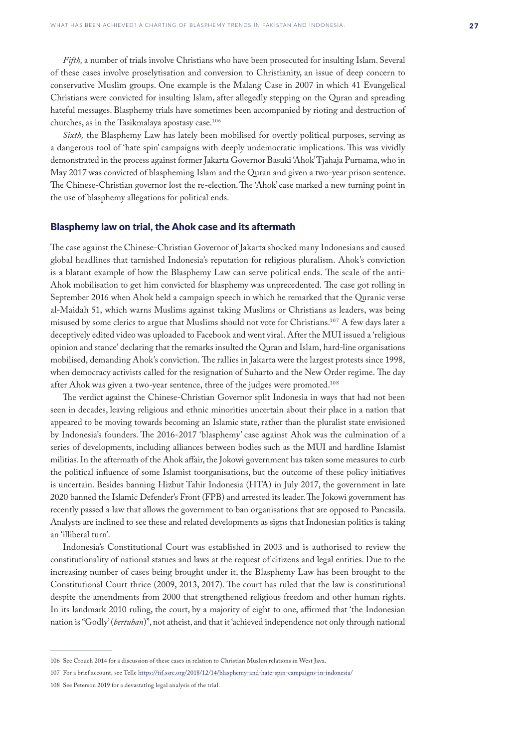*Fifth,* a number of trials involve Christians who have been prosecuted for insulting Islam. Several of these cases involve proselytisation and conversion to Christianity, an issue of deep concern to conservative Muslim groups. One example is the Malang Case in 2007 in which 41 Evangelical Christians were convicted for insulting Islam, after allegedly stepping on the Quran and spreading hateful messages. Blasphemy trials have sometimes been accompanied by rioting and destruction of churches, as in the Tasikmalaya apostasy case.[106]

*Sixth,* the Blasphemy Law has lately been mobilised for overtly political purposes, serving as a dangerous tool of 'hate spin' campaigns with deeply undemocratic implications. This was vividly demonstrated in the process against former Jakarta Governor Basuki 'Ahok' Tjahaja Purnama, who in May 2017 was convicted of blaspheming Islam and the Quran and given a two-year prison sentence. The Chinese-Christian governor lost the re-election. The 'Ahok' case marked a new turning point in the use of blasphemy allegations for political ends.

## Blasphemy law on trial, the Ahok case and its aftermath

The case against the Chinese-Christian Governor of Jakarta shocked many Indonesians and caused global headlines that tarnished Indonesia's reputation for religious pluralism. Ahok's conviction is a blatant example of how the Blasphemy Law can serve political ends. The scale of the anti-Ahok mobilisation to get him convicted for blasphemy was unprecedented. The case got rolling in September 2016 when Ahok held a campaign speech in which he remarked that the Quranic verse al-Maidah 51, which warns Muslims against taking Muslims or Christians as leaders, was being misused by some clerics to argue that Muslims should not vote for Christians.[107] A few days later a deceptively edited video was uploaded to Facebook and went viral. After the MUI issued a 'religious opinion and stance' declaring that the remarks insulted the Quran and Islam, hard-line organisations mobilised, demanding Ahok's conviction. The rallies in Jakarta were the largest protests since 1998, when democracy activists called for the resignation of Suharto and the New Order regime. The day after Ahok was given a two-year sentence, three of the judges were promoted.[108]

The verdict against the Chinese-Christian Governor split Indonesia in ways that had not been seen in decades, leaving religious and ethnic minorities uncertain about their place in a nation that appeared to be moving towards becoming an Islamic state, rather than the pluralist state envisioned by Indonesia's founders. The 2016-2017 'blasphemy' case against Ahok was the culmination of a series of developments, including alliances between bodies such as the MUI and hardline Islamist militias. In the aftermath of the Ahok affair, the Jokowi government has taken some measures to curb the political influence of some Islamist toorganisations, but the outcome of these policy initiatives is uncertain. Besides banning Hizbut Tahir Indonesia (HTA) in July 2017, the government in late 2020 banned the Islamic Defender's Front (FPB) and arrested its leader. The Jokowi government has recently passed a law that allows the government to ban organisations that are opposed to Pancasila. Analysts are inclined to see these and related developments as signs that Indonesian politics is taking an 'illiberal turn'.

Indonesia's Constitutional Court was established in 2003 and is authorised to review the constitutionality of national statues and laws at the request of citizens and legal entities. Due to the increasing number of cases being brought under it, the Blasphemy Law has been brought to the Constitutional Court thrice (2009, 2013, 2017). The court has ruled that the law is constitutional despite the amendments from 2000 that strengthened religious freedom and other human rights. In its landmark 2010 ruling, the court, by a majority of eight to one, affirmed that 'the Indonesian nation is "Godly" (*bertuhan*)", not atheist, and that it 'achieved independence not only through national

---

106 See Crouch 2014 for a discussion of these cases in relation to Christian Muslim relations in West Java.

107 For a brief account, see Telle https://tif.ssrc.org/2018/12/14/blasphemy-and-hate-spin-campaigns-in-indonesia/

108 See Peterson 2019 for a devastating legal analysis of the trial.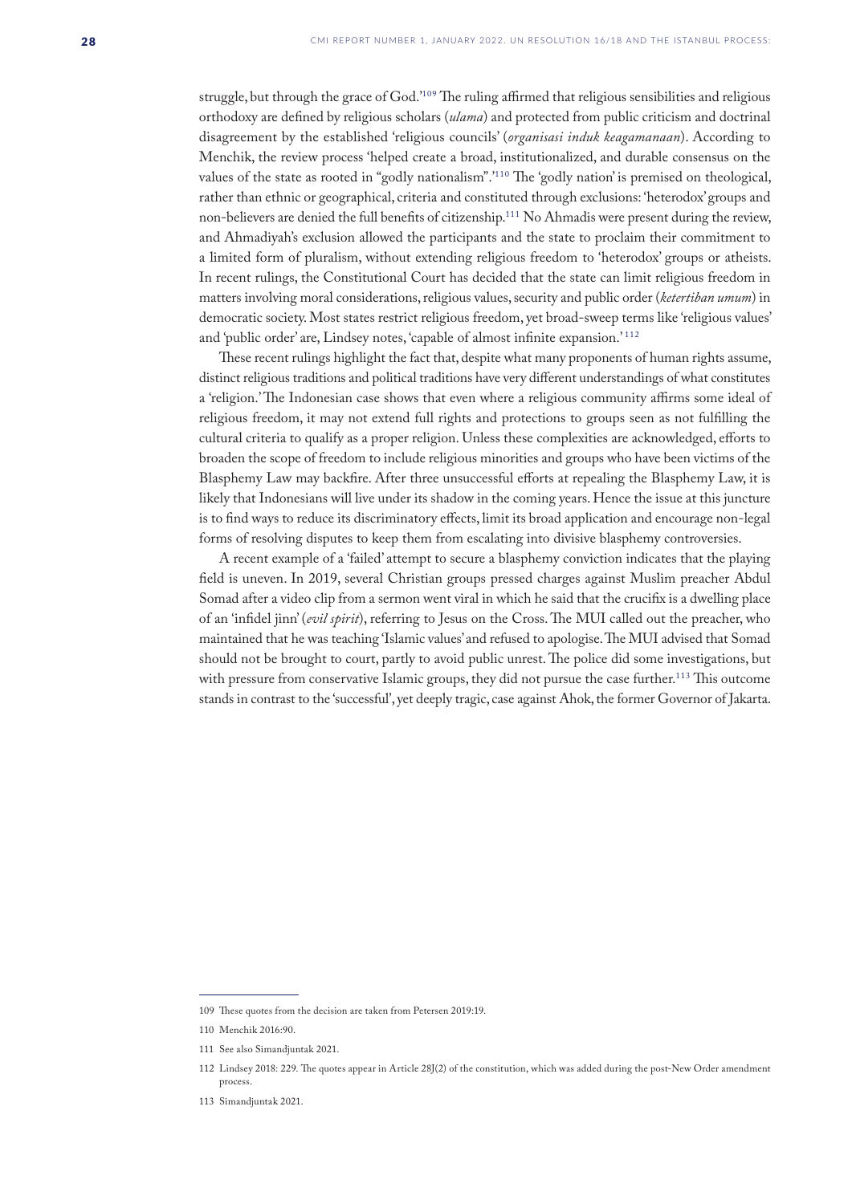struggle, but through the grace of God.'[109] The ruling affirmed that religious sensibilities and religious orthodoxy are defined by religious scholars (*ulama*) and protected from public criticism and doctrinal disagreement by the established 'religious councils' (*organisasi induk keagamanaan*). According to Menchik, the review process 'helped create a broad, institutionalized, and durable consensus on the values of the state as rooted in "godly nationalism".'[110] The 'godly nation' is premised on theological, rather than ethnic or geographical, criteria and constituted through exclusions: 'heterodox' groups and non-believers are denied the full benefits of citizenship.[111] No Ahmadis were present during the review, and Ahmadiyah's exclusion allowed the participants and the state to proclaim their commitment to a limited form of pluralism, without extending religious freedom to 'heterodox' groups or atheists. In recent rulings, the Constitutional Court has decided that the state can limit religious freedom in matters involving moral considerations, religious values, security and public order (*ketertiban umum*) in democratic society. Most states restrict religious freedom, yet broad-sweep terms like 'religious values' and 'public order' are, Lindsey notes, 'capable of almost infinite expansion.'[112]

These recent rulings highlight the fact that, despite what many proponents of human rights assume, distinct religious traditions and political traditions have very different understandings of what constitutes a 'religion.' The Indonesian case shows that even where a religious community affirms some ideal of religious freedom, it may not extend full rights and protections to groups seen as not fulfilling the cultural criteria to qualify as a proper religion. Unless these complexities are acknowledged, efforts to broaden the scope of freedom to include religious minorities and groups who have been victims of the Blasphemy Law may backfire. After three unsuccessful efforts at repealing the Blasphemy Law, it is likely that Indonesians will live under its shadow in the coming years. Hence the issue at this juncture is to find ways to reduce its discriminatory effects, limit its broad application and encourage non-legal forms of resolving disputes to keep them from escalating into divisive blasphemy controversies.

A recent example of a 'failed' attempt to secure a blasphemy conviction indicates that the playing field is uneven. In 2019, several Christian groups pressed charges against Muslim preacher Abdul Somad after a video clip from a sermon went viral in which he said that the crucifix is a dwelling place of an 'infidel jinn' (*evil spirit*), referring to Jesus on the Cross. The MUI called out the preacher, who maintained that he was teaching 'Islamic values' and refused to apologise. The MUI advised that Somad should not be brought to court, partly to avoid public unrest. The police did some investigations, but with pressure from conservative Islamic groups, they did not pursue the case further.[113] This outcome stands in contrast to the 'successful', yet deeply tragic, case against Ahok, the former Governor of Jakarta.

---

109 These quotes from the decision are taken from Petersen 2019:19.

110 Menchik 2016:90.

111 See also Simandjuntak 2021.

112 Lindsey 2018: 229. The quotes appear in Article 28J(2) of the constitution, which was added during the post-New Order amendment process.

113 Simandjuntak 2021.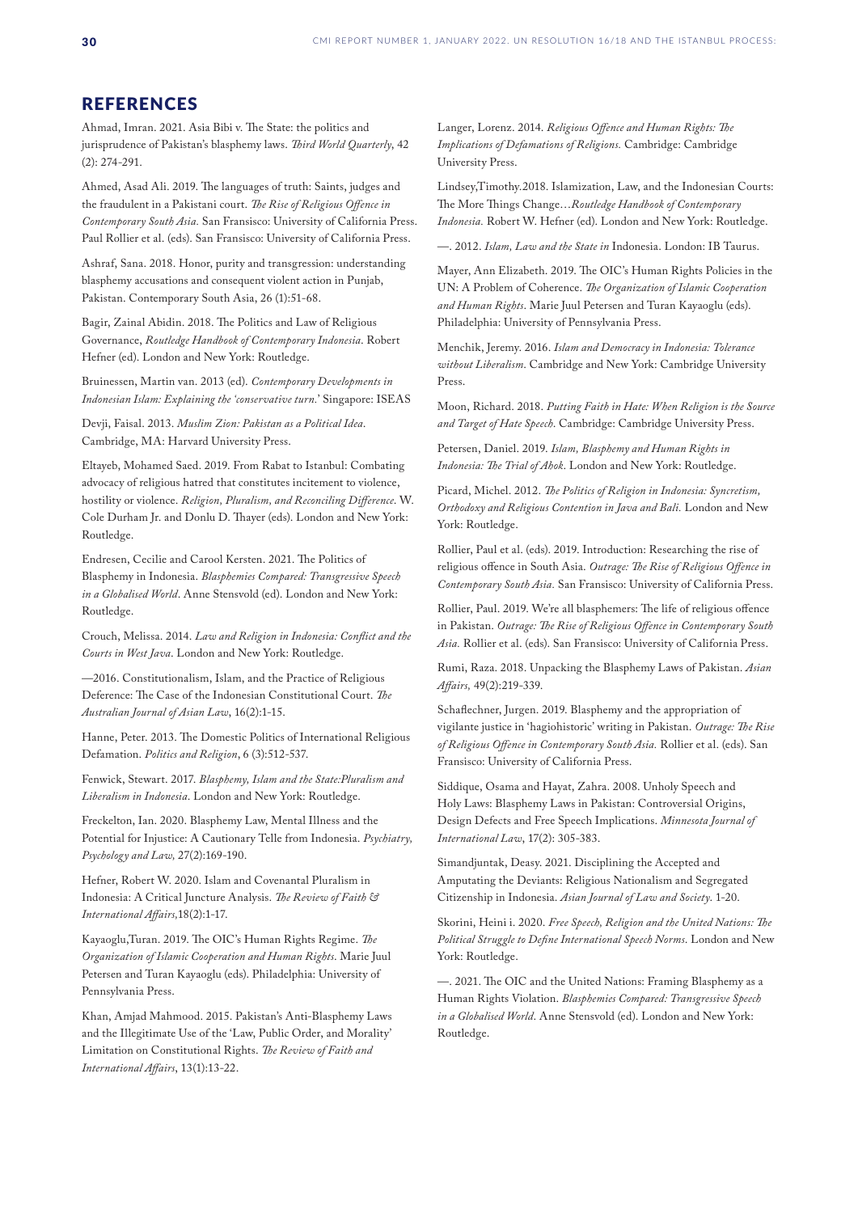## REFERENCES

Ahmad, Imran. 2021. Asia Bibi v. The State: the politics and jurisprudence of Pakistan's blasphemy laws. *Third World Quarterly*, 42 (2): 274-291.

Ahmed, Asad Ali. 2019. The languages of truth: Saints, judges and the fraudulent in a Pakistani court. *The Rise of Religious Offence in Contemporary South Asia.* San Fransisco: University of California Press. Paul Rollier et al. (eds). San Fransisco: University of California Press.

Ashraf, Sana. 2018. Honor, purity and transgression: understanding blasphemy accusations and consequent violent action in Punjab, Pakistan. Contemporary South Asia, 26 (1):51-68.

Bagir, Zainal Abidin. 2018. The Politics and Law of Religious Governance, *Routledge Handbook of Contemporary Indonesia*. Robert Hefner (ed). London and New York: Routledge.

Bruinessen, Martin van. 2013 (ed). *Contemporary Developments in Indonesian Islam: Explaining the 'conservative turn.'* Singapore: ISEAS

Devji, Faisal. 2013. *Muslim Zion: Pakistan as a Political Idea*. Cambridge, MA: Harvard University Press.

Eltayeb, Mohamed Saed. 2019. From Rabat to Istanbul: Combating advocacy of religious hatred that constitutes incitement to violence, hostility or violence. *Religion, Pluralism, and Reconciling Difference.* W. Cole Durham Jr. and Donlu D. Thayer (eds). London and New York: Routledge.

Endresen, Cecilie and Carool Kersten. 2021. The Politics of Blasphemy in Indonesia. *Blasphemies Compared: Transgressive Speech in a Globalised World*. Anne Stensvold (ed). London and New York: Routledge.

Crouch, Melissa. 2014. *Law and Religion in Indonesia: Conflict and the Courts in West Java*. London and New York: Routledge.

—2016. Constitutionalism, Islam, and the Practice of Religious Deference: The Case of the Indonesian Constitutional Court. *The Australian Journal of Asian Law*, 16(2):1-15.

Hanne, Peter. 2013. The Domestic Politics of International Religious Defamation. *Politics and Religion*, 6 (3):512-537.

Fenwick, Stewart. 2017. *Blasphemy, Islam and the State:Pluralism and Liberalism in Indonesia*. London and New York: Routledge.

Freckelton, Ian. 2020. Blasphemy Law, Mental Illness and the Potential for Injustice: A Cautionary Telle from Indonesia. *Psychiatry, Psychology and Law,* 27(2):169-190.

Hefner, Robert W. 2020. Islam and Covenantal Pluralism in Indonesia: A Critical Juncture Analysis. *The Review of Faith & International Affairs,*18(2):1-17.

Kayaoglu,Turan. 2019. The OIC's Human Rights Regime. *The Organization of Islamic Cooperation and Human Rights*. Marie Juul Petersen and Turan Kayaoglu (eds). Philadelphia: University of Pennsylvania Press.

Khan, Amjad Mahmood. 2015. Pakistan's Anti-Blasphemy Laws and the Illegitimate Use of the 'Law, Public Order, and Morality' Limitation on Constitutional Rights. *The Review of Faith and International Affairs*, 13(1):13-22.

Langer, Lorenz. 2014. *Religious Offence and Human Rights: The Implications of Defamations of Religions.* Cambridge: Cambridge University Press.

Lindsey,Timothy.2018. Islamization, Law, and the Indonesian Courts: The More Things Change…*Routledge Handbook of Contemporary Indonesia.* Robert W. Hefner (ed). London and New York: Routledge.

—. 2012. *Islam, Law and the State in* Indonesia. London: IB Taurus.

Mayer, Ann Elizabeth. 2019. The OIC's Human Rights Policies in the UN: A Problem of Coherence. *The Organization of Islamic Cooperation and Human Rights*. Marie Juul Petersen and Turan Kayaoglu (eds). Philadelphia: University of Pennsylvania Press.

Menchik, Jeremy. 2016. *Islam and Democracy in Indonesia: Tolerance without Liberalism*. Cambridge and New York: Cambridge University Press.

Moon, Richard. 2018. *Putting Faith in Hate: When Religion is the Source and Target of Hate Speech*. Cambridge: Cambridge University Press.

Petersen, Daniel. 2019. *Islam, Blasphemy and Human Rights in Indonesia: The Trial of Ahok*. London and New York: Routledge.

Picard, Michel. 2012. *The Politics of Religion in Indonesia: Syncretism, Orthodoxy and Religious Contention in Java and Bali.* London and New York: Routledge.

Rollier, Paul et al. (eds). 2019. Introduction: Researching the rise of religious offence in South Asia. *Outrage: The Rise of Religious Offence in Contemporary South Asia.* San Fransisco: University of California Press.

Rollier, Paul. 2019. We're all blasphemers: The life of religious offence in Pakistan. *Outrage: The Rise of Religious Offence in Contemporary South Asia.* Rollier et al. (eds). San Fransisco: University of California Press.

Rumi, Raza. 2018. Unpacking the Blasphemy Laws of Pakistan. *Asian Affairs,* 49(2):219-339.

Schaflechner, Jurgen. 2019. Blasphemy and the appropriation of vigilante justice in 'hagiohistoric' writing in Pakistan. *Outrage: The Rise of Religious Offence in Contemporary South Asia.* Rollier et al. (eds). San Fransisco: University of California Press.

Siddique, Osama and Hayat, Zahra. 2008. Unholy Speech and Holy Laws: Blasphemy Laws in Pakistan: Controversial Origins, Design Defects and Free Speech Implications. *Minnesota Journal of International Law*, 17(2): 305-383.

Simandjuntak, Deasy. 2021. Disciplining the Accepted and Amputating the Deviants: Religious Nationalism and Segregated Citizenship in Indonesia. *Asian Journal of Law and Society*. 1-20.

Skorini, Heini i. 2020. *Free Speech, Religion and the United Nations: The Political Struggle to Define International Speech Norms*. London and New York: Routledge.

—. 2021. The OIC and the United Nations: Framing Blasphemy as a Human Rights Violation. *Blasphemies Compared: Transgressive Speech in a Globalised World*. Anne Stensvold (ed). London and New York: Routledge.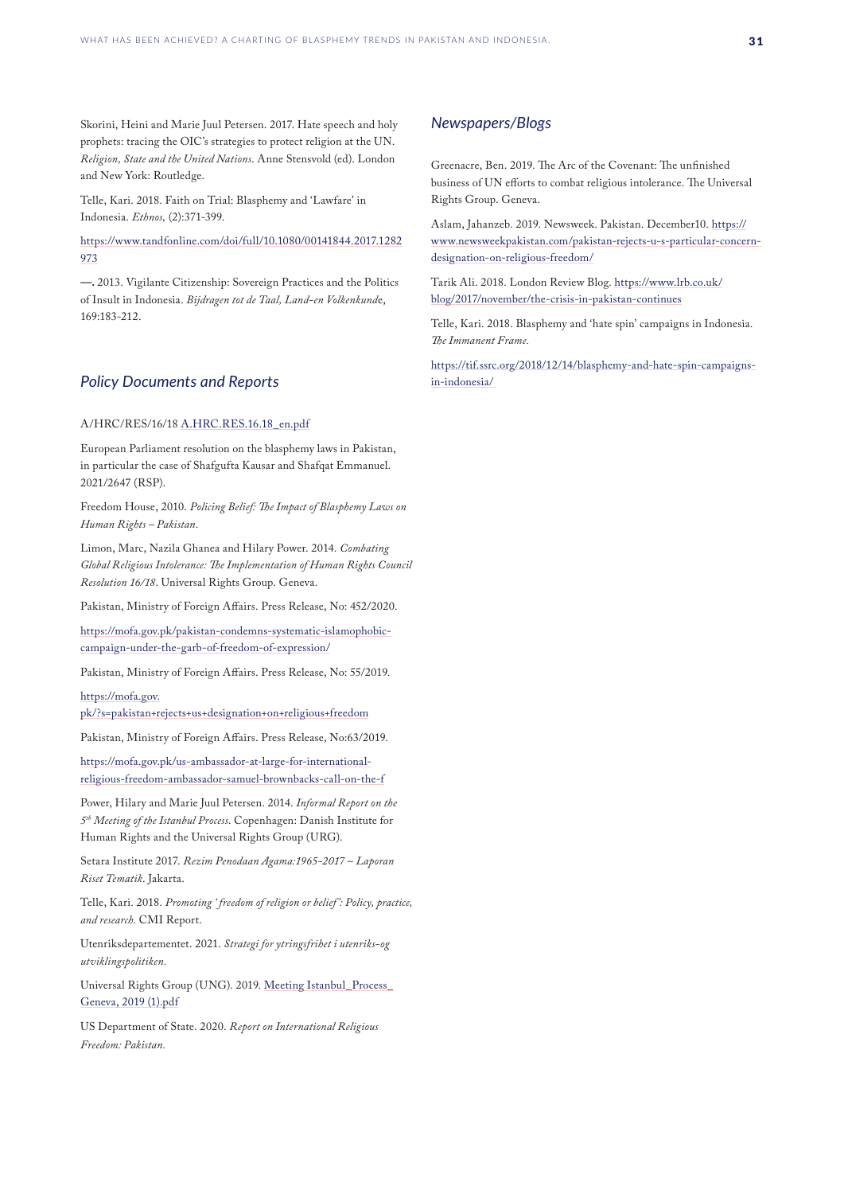Skorini, Heini and Marie Juul Petersen. 2017. Hate speech and holy prophets: tracing the OIC's strategies to protect religion at the UN. *Religion, State and the United Nations*. Anne Stensvold (ed). London and New York: Routledge.

Telle, Kari. 2018. Faith on Trial: Blasphemy and 'Lawfare' in Indonesia. *Ethnos*, (2):371-399.

https://www.tandfonline.com/doi/full/10.1080/00141844.2017.1282973

**—.** 2013. Vigilante Citizenship: Sovereign Practices and the Politics of Insult in Indonesia. *Bijdragen tot de Taal, Land-en Volkenkund*e, 169:183-212.

## *Policy Documents and Reports*

A/HRC/RES/16/18 A.HRC.RES.16.18_en.pdf

European Parliament resolution on the blasphemy laws in Pakistan, in particular the case of Shafgufta Kausar and Shafqat Emmanuel. 2021/2647 (RSP).

Freedom House, 2010. *Policing Belief: The Impact of Blasphemy Laws on Human Rights – Pakistan*.

Limon, Marc, Nazila Ghanea and Hilary Power. 2014. *Combating Global Religious Intolerance: The Implementation of Human Rights Council Resolution 16/18*. Universal Rights Group. Geneva.

Pakistan, Ministry of Foreign Affairs. Press Release, No: 452/2020.

https://mofa.gov.pk/pakistan-condemns-systematic-islamophobic-campaign-under-the-garb-of-freedom-of-expression/

Pakistan, Ministry of Foreign Affairs. Press Release, No: 55/2019.

https://mofa.gov.pk/?s=pakistan+rejects+us+designation+on+religious+freedom

Pakistan, Ministry of Foreign Affairs. Press Release, No:63/2019.

https://mofa.gov.pk/us-ambassador-at-large-for-international-religious-freedom-ambassador-samuel-brownbacks-call-on-the-f

Power, Hilary and Marie Juul Petersen. 2014. *Informal Report on the 5th Meeting of the Istanbul Process*. Copenhagen: Danish Institute for Human Rights and the Universal Rights Group (URG).

Setara Institute 2017. *Rezim Penodaan Agama:1965-2017 – Laporan Riset Tematik*. Jakarta.

Telle, Kari. 2018. *Promoting 'freedom of religion or belief': Policy, practice, and research.* CMI Report.

Utenriksdepartementet. 2021. *Strategi for ytringsfrihet i utenriks-og utviklingspolitiken.*

Universal Rights Group (UNG). 2019. Meeting Istanbul_Process_Geneva, 2019 (1).pdf

US Department of State. 2020. *Report on International Religious Freedom: Pakistan.*

## *Newspapers/Blogs*

Greenacre, Ben. 2019. The Arc of the Covenant: The unfinished business of UN efforts to combat religious intolerance. The Universal Rights Group. Geneva.

Aslam, Jahanzeb. 2019. Newsweek. Pakistan. December10. https://www.newsweekpakistan.com/pakistan-rejects-u-s-particular-concern-designation-on-religious-freedom/

Tarik Ali. 2018. London Review Blog. https://www.lrb.co.uk/blog/2017/november/the-crisis-in-pakistan-continues

Telle, Kari. 2018. Blasphemy and 'hate spin' campaigns in Indonesia. *The Immanent Frame.*

https://tif.ssrc.org/2018/12/14/blasphemy-and-hate-spin-campaigns-in-indonesia/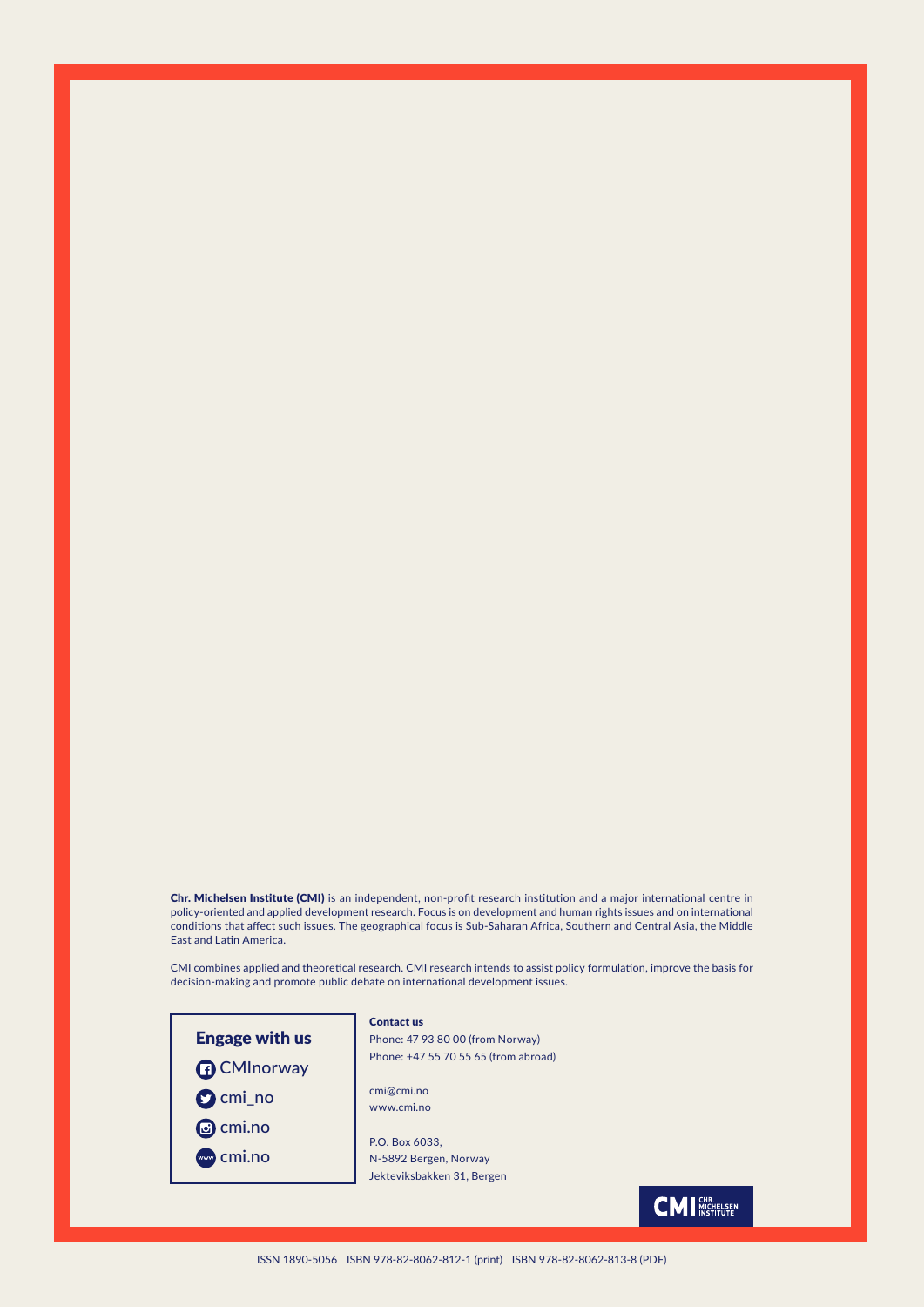**Chr. Michelsen Institute (CMI)** is an independent, non-profit research institution and a major international centre in policy-oriented and applied development research. Focus is on development and human rights issues and on international conditions that affect such issues. The geographical focus is Sub-Saharan Africa, Southern and Central Asia, the Middle East and Latin America.

CMI combines applied and theoretical research. CMI research intends to assist policy formulation, improve the basis for decision-making and promote public debate on international development issues.

## Engage with us

CMInorway

cmi_no

cmi.no

cmi.no

**Contact us**

Phone: 47 93 80 00 (from Norway)
Phone: +47 55 70 55 65 (from abroad)

cmi@cmi.no
www.cmi.no

P.O. Box 6033,
N-5892 Bergen, Norway
Jekteviksbakken 31, Bergen

CMI CHR. MICHELSEN INSTITUTE

ISSN 1890-5056 ISBN 978-82-8062-812-1 (print) ISBN 978-82-8062-813-8 (PDF)